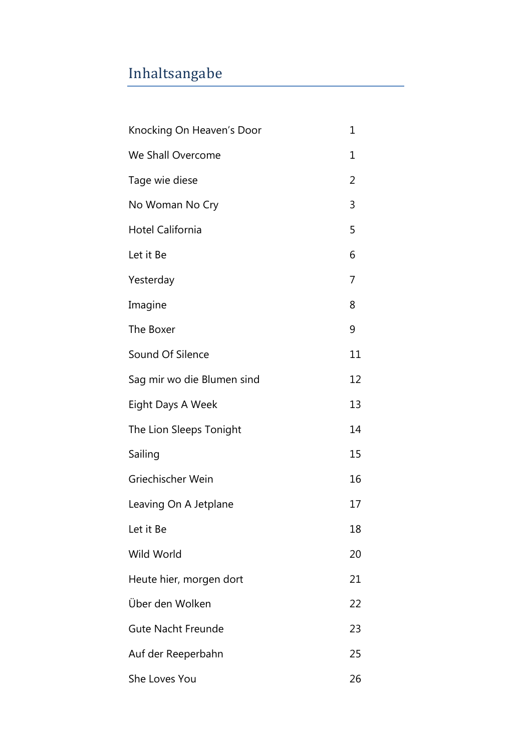# Inhaltsangabe

| | |
|---|---|
| Knocking On Heaven's Door | 1 |
| We Shall Overcome | 1 |
| Tage wie diese | 2 |
| No Woman No Cry | 3 |
| Hotel California | 5 |
| Let it Be | 6 |
| Yesterday | 7 |
| Imagine | 8 |
| The Boxer | 9 |
| Sound Of Silence | 11 |
| Sag mir wo die Blumen sind | 12 |
| Eight Days A Week | 13 |
| The Lion Sleeps Tonight | 14 |
| Sailing | 15 |
| Griechischer Wein | 16 |
| Leaving On A Jetplane | 17 |
| Let it Be | 18 |
| Wild World | 20 |
| Heute hier, morgen dort | 21 |
| Über den Wolken | 22 |
| Gute Nacht Freunde | 23 |
| Auf der Reeperbahn | 25 |
| She Loves You | 26 |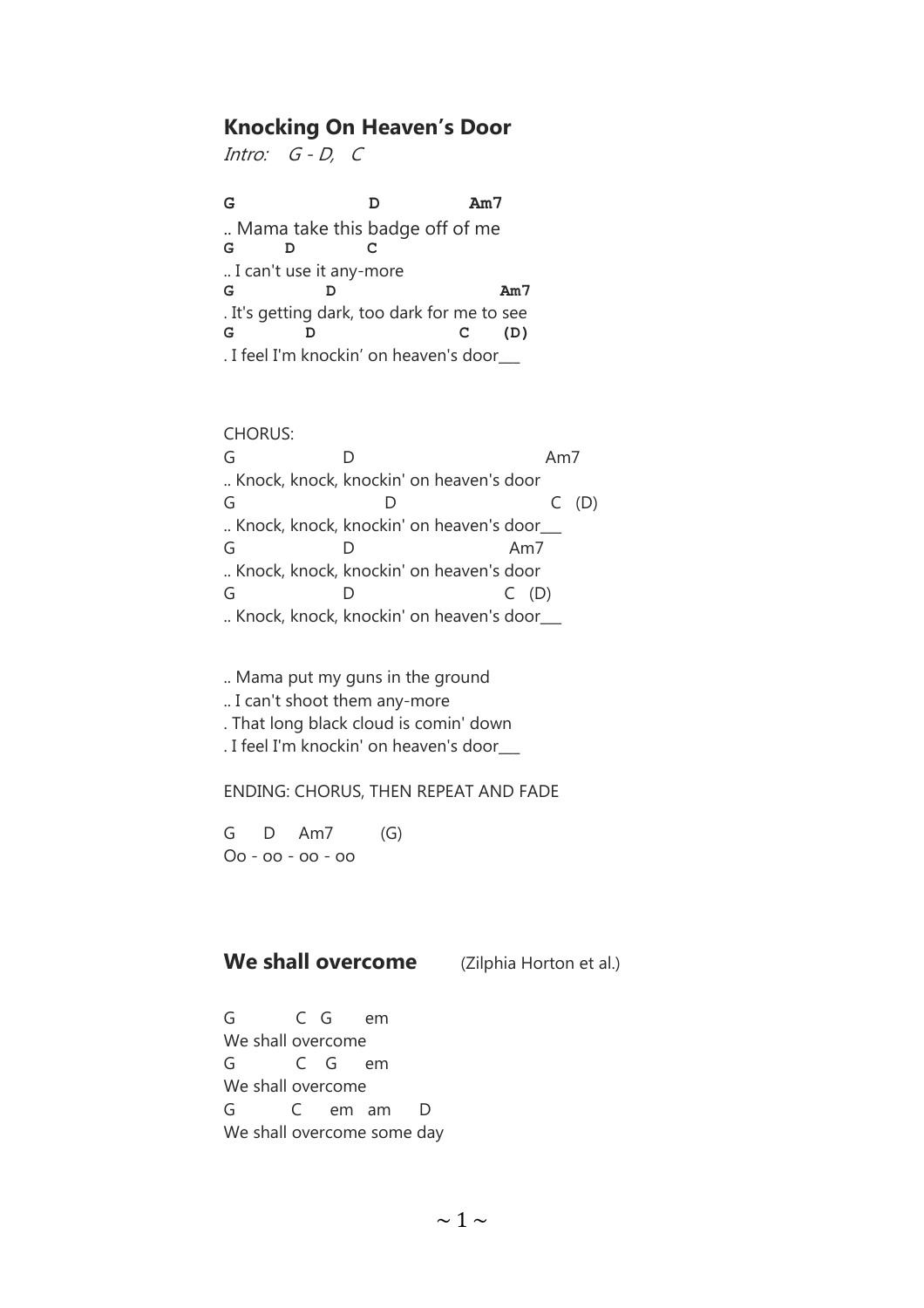## Knocking On Heaven’s Door

*Intro: G - D, C*

```
G                    D              Am7
.. Mama take this badge off of me
G        D         C
.. I can't use it any-more
G              D                        Am7
. It's getting dark, too dark for me to see
G            D                     C     (D)
. I feel I'm knockin’ on heaven's door___
```

CHORUS:

```
G                   D                              Am7
.. Knock, knock, knockin' on heaven's door
G                          D                          C   (D)
.. Knock, knock, knockin' on heaven's door___
G                   D                        Am7
.. Knock, knock, knockin' on heaven's door
G                   D                     C   (D)
.. Knock, knock, knockin' on heaven's door___
```

.. Mama put my guns in the ground
.. I can't shoot them any-more
. That long black cloud is comin' down
. I feel I'm knockin' on heaven's door___

ENDING: CHORUS, THEN REPEAT AND FADE

```
G     D     Am7        (G)
Oo - oo - oo - oo
```

## We shall overcome (Zilphia Horton et al.)

```
G           C   G       em
We shall overcome
G           C    G      em
We shall overcome
G           C      em   am      D
We shall overcome some day
```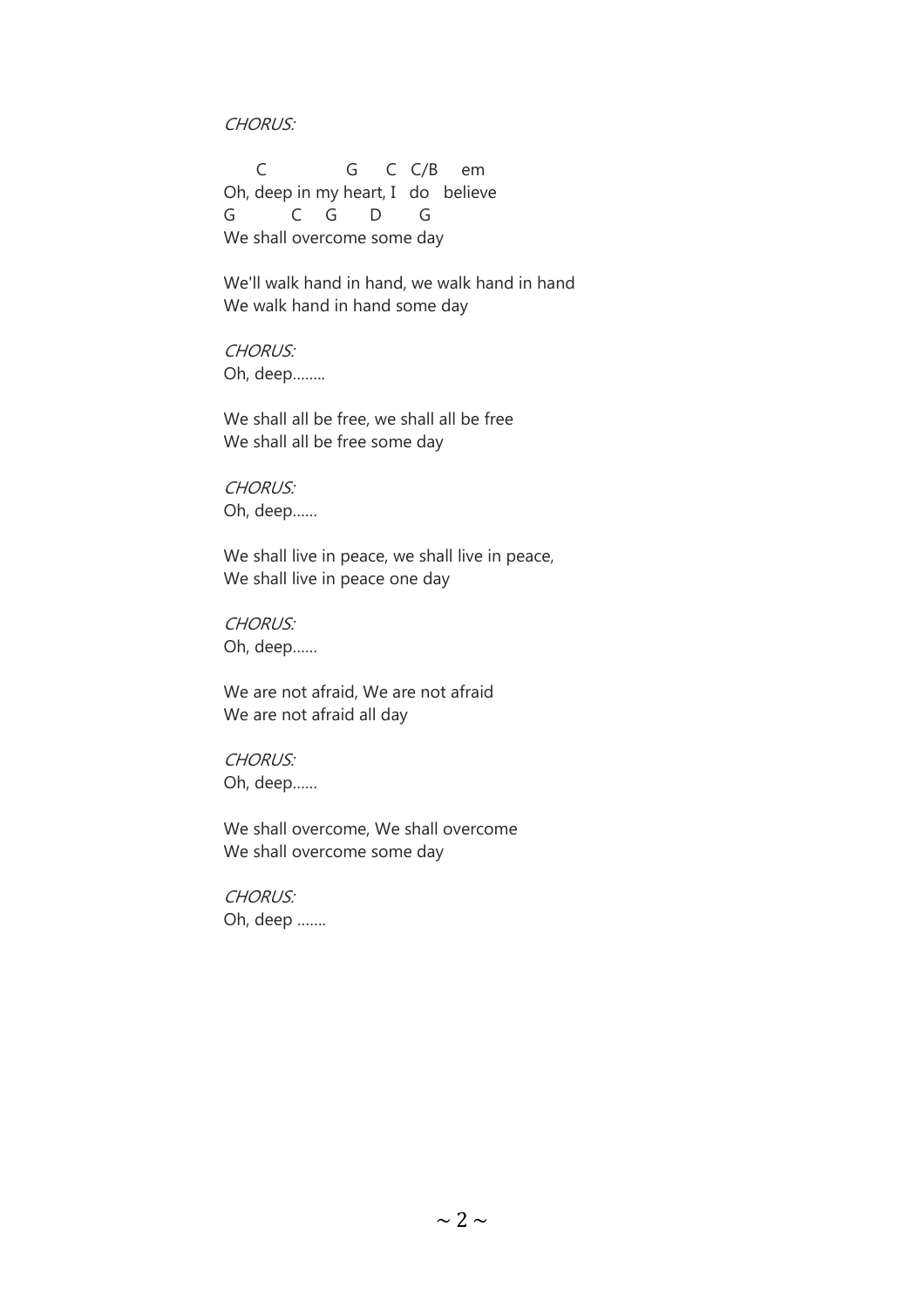*CHORUS:*

```
      C              G     C   C/B     em
Oh, deep in my heart, I   do   believe
G          C     G      D       G
We shall overcome some day
```

We'll walk hand in hand, we walk hand in hand
We walk hand in hand some day

*CHORUS:*
Oh, deep……..

We shall all be free, we shall all be free
We shall all be free some day

*CHORUS:*
Oh, deep……

We shall live in peace, we shall live in peace,
We shall live in peace one day

*CHORUS:*
Oh, deep……

We are not afraid, We are not afraid
We are not afraid all day

*CHORUS:*
Oh, deep……

We shall overcome, We shall overcome
We shall overcome some day

*CHORUS:*
Oh, deep …….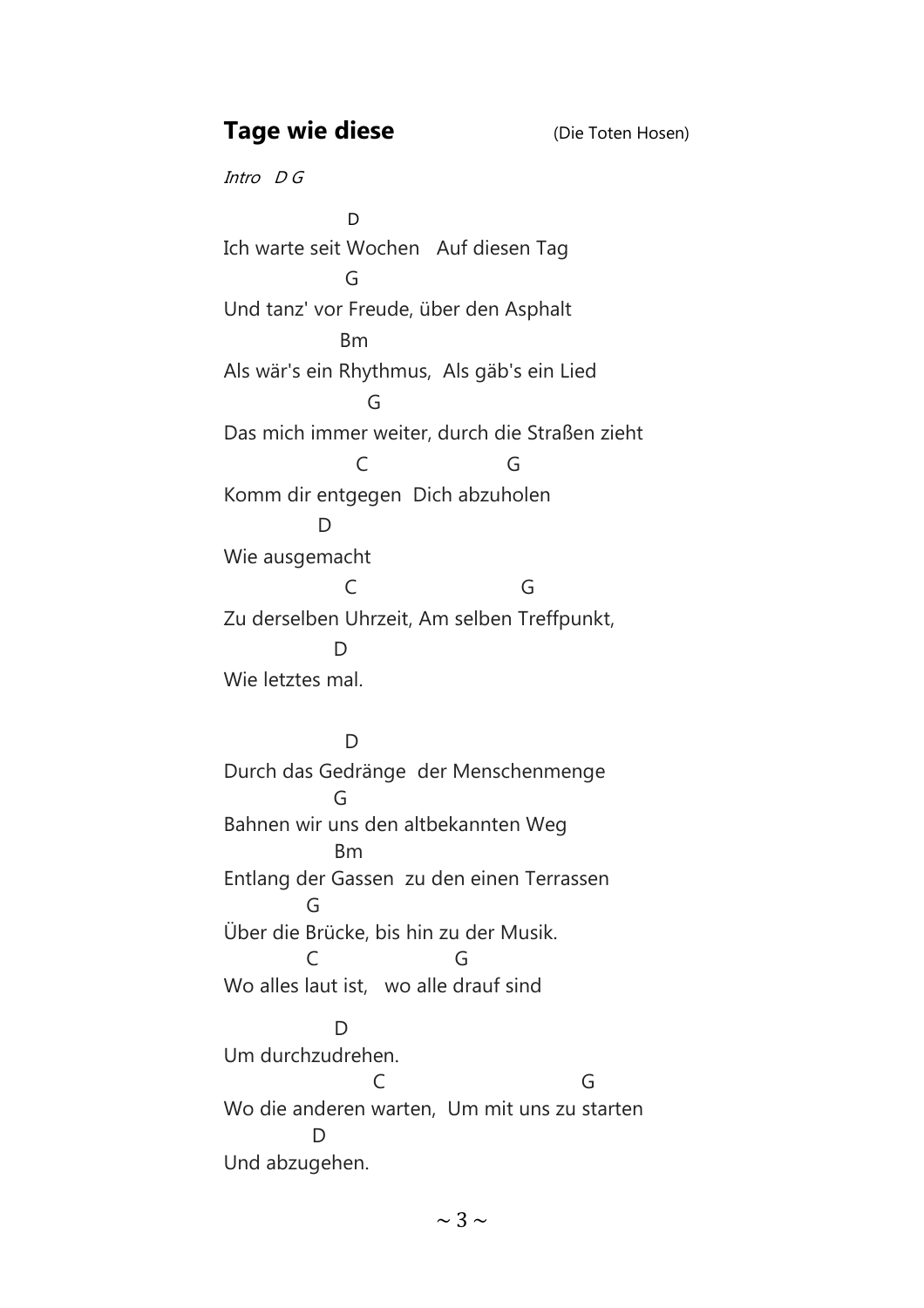## **Tage wie diese** (Die Toten Hosen)

*Intro D G*

```
                D
Ich warte seit Wochen   Auf diesen Tag
                G
Und tanz' vor Freude, über den Asphalt
               Bm
Als wär's ein Rhythmus,  Als gäb's ein Lied
                   G
Das mich immer weiter, durch die Straßen zieht
                  C                     G
Komm dir entgegen  Dich abzuholen
            D
Wie ausgemacht
                C                        G
Zu derselben Uhrzeit, Am selben Treffpunkt,
              D
Wie letztes mal.


                D
Durch das Gedränge  der Menschenmenge
              G
Bahnen wir uns den altbekannten Weg
              Bm
Entlang der Gassen  zu den einen Terrassen
          G
Über die Brücke, bis hin zu der Musik.
          C                  G
Wo alles laut ist,   wo alle drauf sind

              D
Um durchzudrehen.
                    C                            G
Wo die anderen warten,  Um mit uns zu starten
          D
Und abzugehen.
```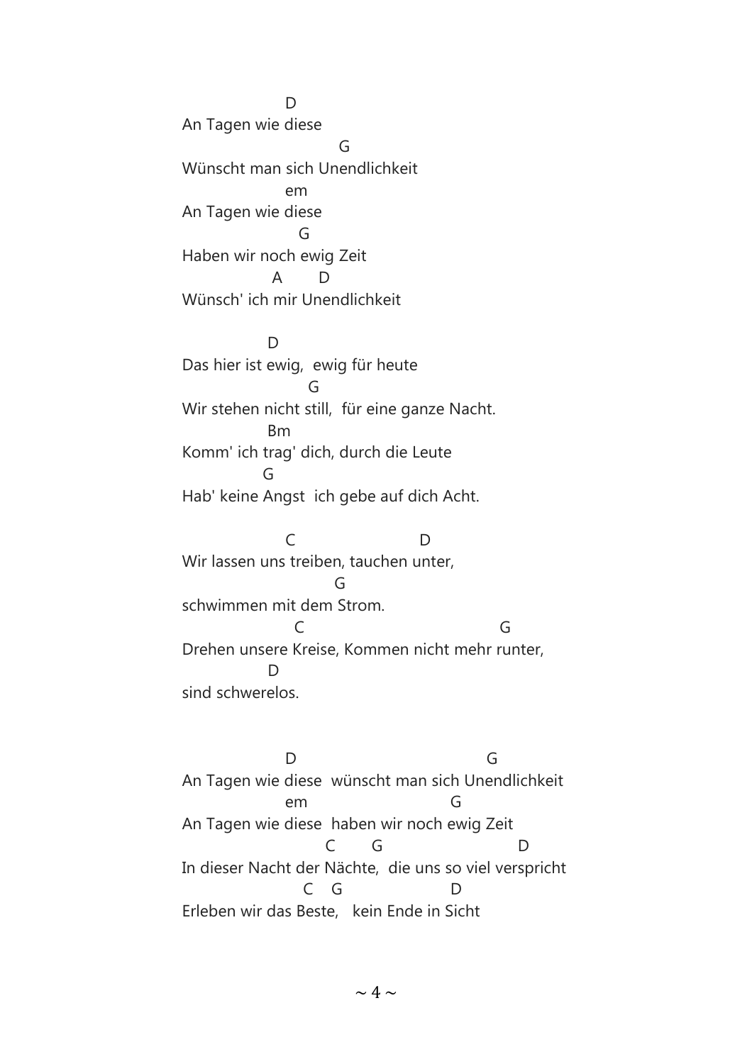```
                  D
An Tagen wie diese
                           G
Wünscht man sich Unendlichkeit
                  em
An Tagen wie diese
                     G
Haben wir noch ewig Zeit
                A        D
Wünsch' ich mir Unendlichkeit

               D
Das hier ist ewig,  ewig für heute
                      G
Wir stehen nicht still,  für eine ganze Nacht.
               Bm
Komm' ich trag' dich, durch die Leute
              G
Hab' keine Angst  ich gebe auf dich Acht.

                  C                       D
Wir lassen uns treiben, tauchen unter,
                          G
schwimmen mit dem Strom.
                    C                                   G
Drehen unsere Kreise, Kommen nicht mehr runter,
               D
sind schwerelos.


                  D                                   G
An Tagen wie diese  wünscht man sich Unendlichkeit
                  em                          G
An Tagen wie diese  haben wir noch ewig Zeit
                        C       G                        D
In dieser Nacht der Nächte,  die uns so viel verspricht
                     C    G                  D
Erleben wir das Beste,   kein Ende in Sicht
```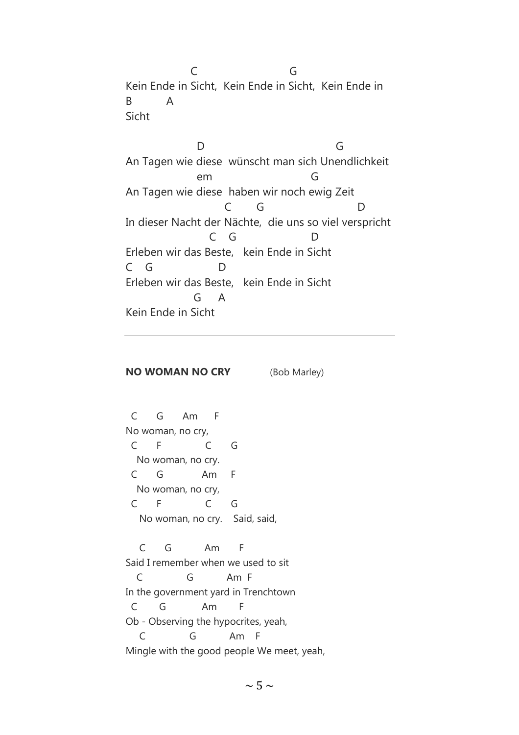```
                C                         G
Kein Ende in Sicht,  Kein Ende in Sicht,  Kein Ende in
B           A
Sicht

                  D                                   G
An Tagen wie diese  wünscht man sich Unendlichkeit
                  em                        G
An Tagen wie diese  haben wir noch ewig Zeit
                         C       G                       D
In dieser Nacht der Nächte,  die uns so viel verspricht
                     C    G                  D
Erleben wir das Beste,   kein Ende in Sicht
C    G                 D
Erleben wir das Beste,   kein Ende in Sicht
                 G      A
Kein Ende in Sicht
```

---

**NO WOMAN NO CRY** (Bob Marley)

```
 C      G      Am      F
No woman, no cry,
 C      F              C      G
   No woman, no cry.
 C      G            Am     F
   No woman, no cry,
 C      F              C      G
    No woman, no cry.    Said, said,

   C      G           Am       F
Said I remember when we used to sit
  C              G           Am  F
In the government yard in Trenchtown
 C       G            Am       F
Ob - Observing the hypocrites, yeah,
   C              G           Am    F
Mingle with the good people We meet, yeah,
```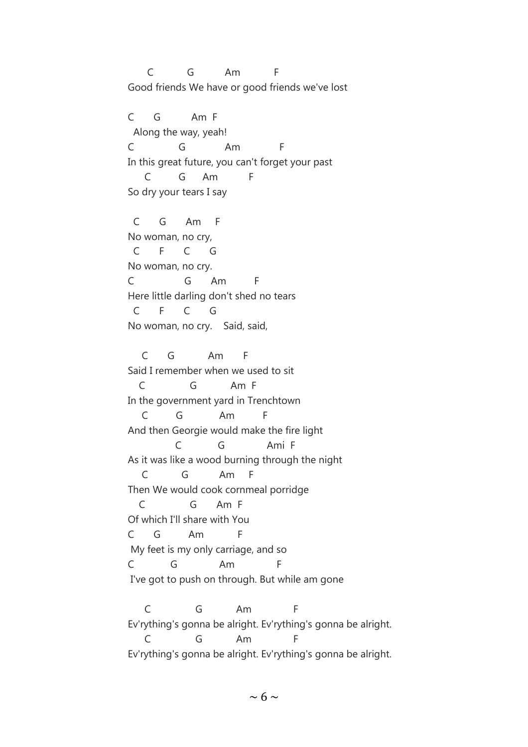```
      C          G          Am          F
Good friends We have or good friends we've lost

C      G          Am  F
  Along the way, yeah!
C              G            Am            F
In this great future, you can't forget your past
     C         G      Am         F
So dry your tears I say

  C      G      Am     F
No woman, no cry,
  C      F      C      G
No woman, no cry.
C                G      Am         F
Here little darling don't shed no tears
  C      F      C      G
No woman, no cry.    Said, said,

    C      G          Am       F
Said I remember when we used to sit
   C              G          Am  F
In the government yard in Trenchtown
    C         G           Am         F
And then Georgie would make the fire light
              C           G             Ami  F
As it was like a wood burning through the night
    C          G          Am     F
Then We would cook cornmeal porridge
   C              G       Am  F
Of which I'll share with You
C      G         Am          F
 My feet is my only carriage, and so
C          G             Am              F
 I've got to push on through. But while am gone

     C              G          Am              F
Ev'rything's gonna be alright. Ev'rything's gonna be alright.
     C              G          Am              F
Ev'rything's gonna be alright. Ev'rything's gonna be alright.
```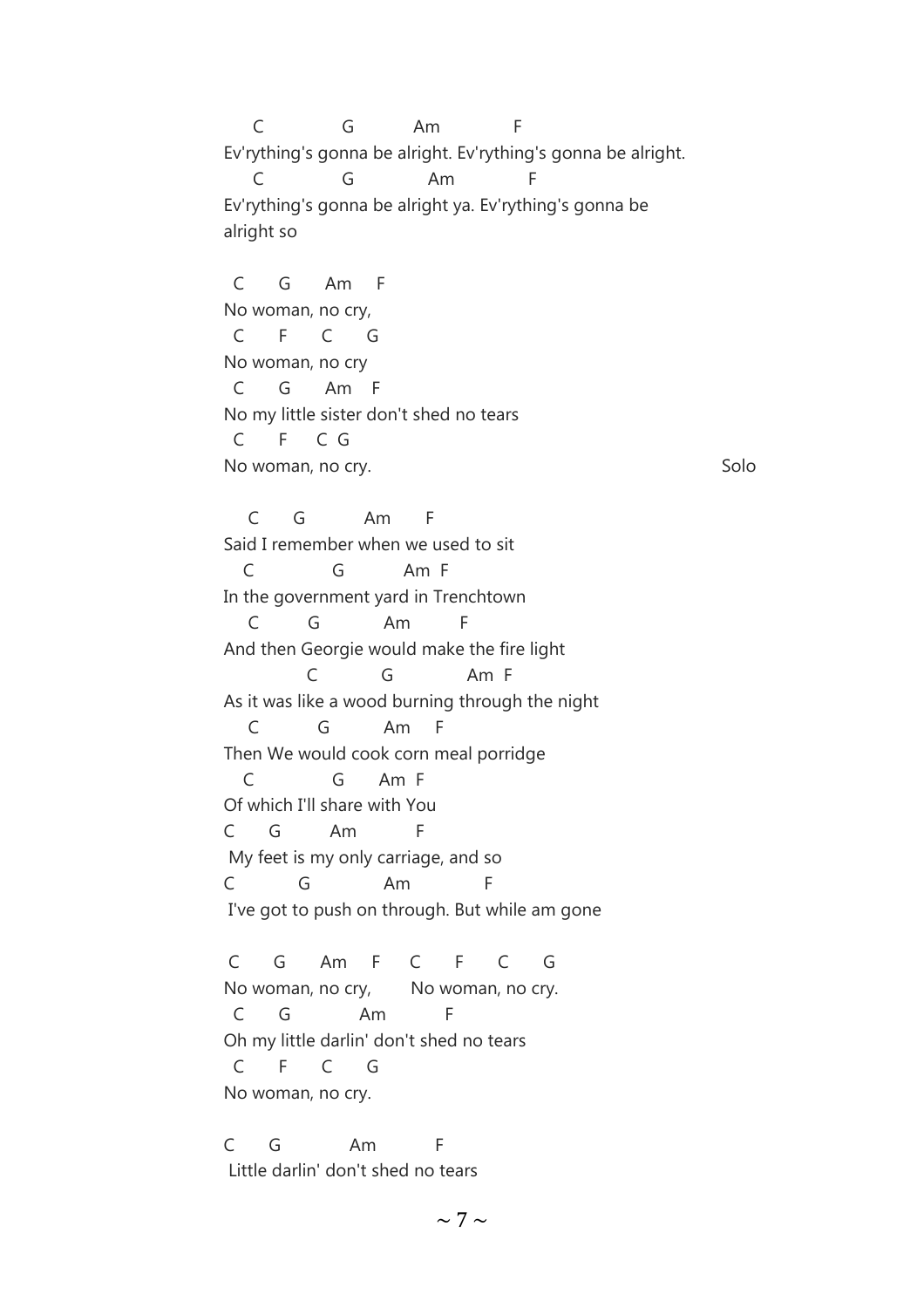```
     C              G           Am             F
Ev'rything's gonna be alright. Ev'rything's gonna be alright.
     C              G              Am             F
Ev'rything's gonna be alright ya. Ev'rything's gonna be
alright so

  C      G      Am     F
No woman, no cry,
  C      F      C      G
No woman, no cry
  C      G      Am    F
No my little sister don't shed no tears
  C      F     C  G
No woman, no cry.                                              Solo

    C      G          Am       F
Said I remember when we used to sit
   C              G          Am  F
In the government yard in Trenchtown
    C         G           Am         F
And then Georgie would make the fire light
             C           G            Am  F
As it was like a wood burning through the night
    C          G          Am     F
Then We would cook corn meal porridge
   C              G       Am  F
Of which I'll share with You
C      G         Am          F
 My feet is my only carriage, and so
C           G             Am             F
 I've got to push on through. But while am gone

 C      G      Am     F      C      F      C      G
No woman, no cry,        No woman, no cry.
  C      G            Am           F
Oh my little darlin' don't shed no tears
  C      F      C      G
No woman, no cry.

C      G           Am          F
 Little darlin' don't shed no tears
```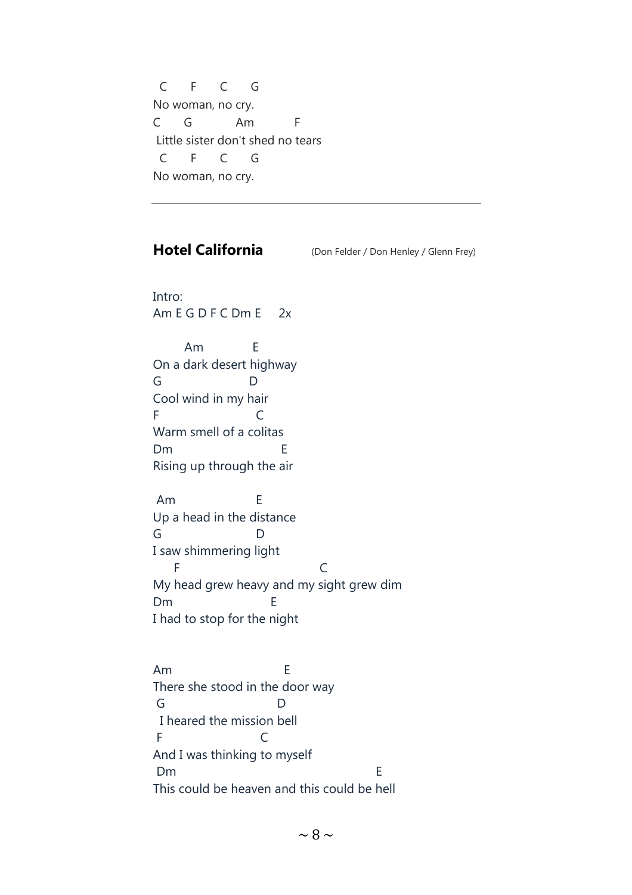```
 C     F     C     G
No woman, no cry.
C     G          Am          F
 Little sister don't shed no tears
 C     F     C     G
No woman, no cry.
```

---

## Hotel California

(Don Felder / Don Henley / Glenn Frey)

Intro:
Am E G D F C Dm E     2x

```
        Am            E
On a dark desert highway
G                    D
Cool wind in my hair
F                    C
Warm smell of a colitas
Dm                        E
Rising up through the air

 Am                    E
Up a head in the distance
G                       D
I saw shimmering light
     F                               C
My head grew heavy and my sight grew dim
Dm                      E
I had to stop for the night


Am                          E
There she stood in the door way
 G                          D
  I heared the mission bell
 F                      C
And I was thinking to myself
 Dm                                         E
This could be heaven and this could be hell
```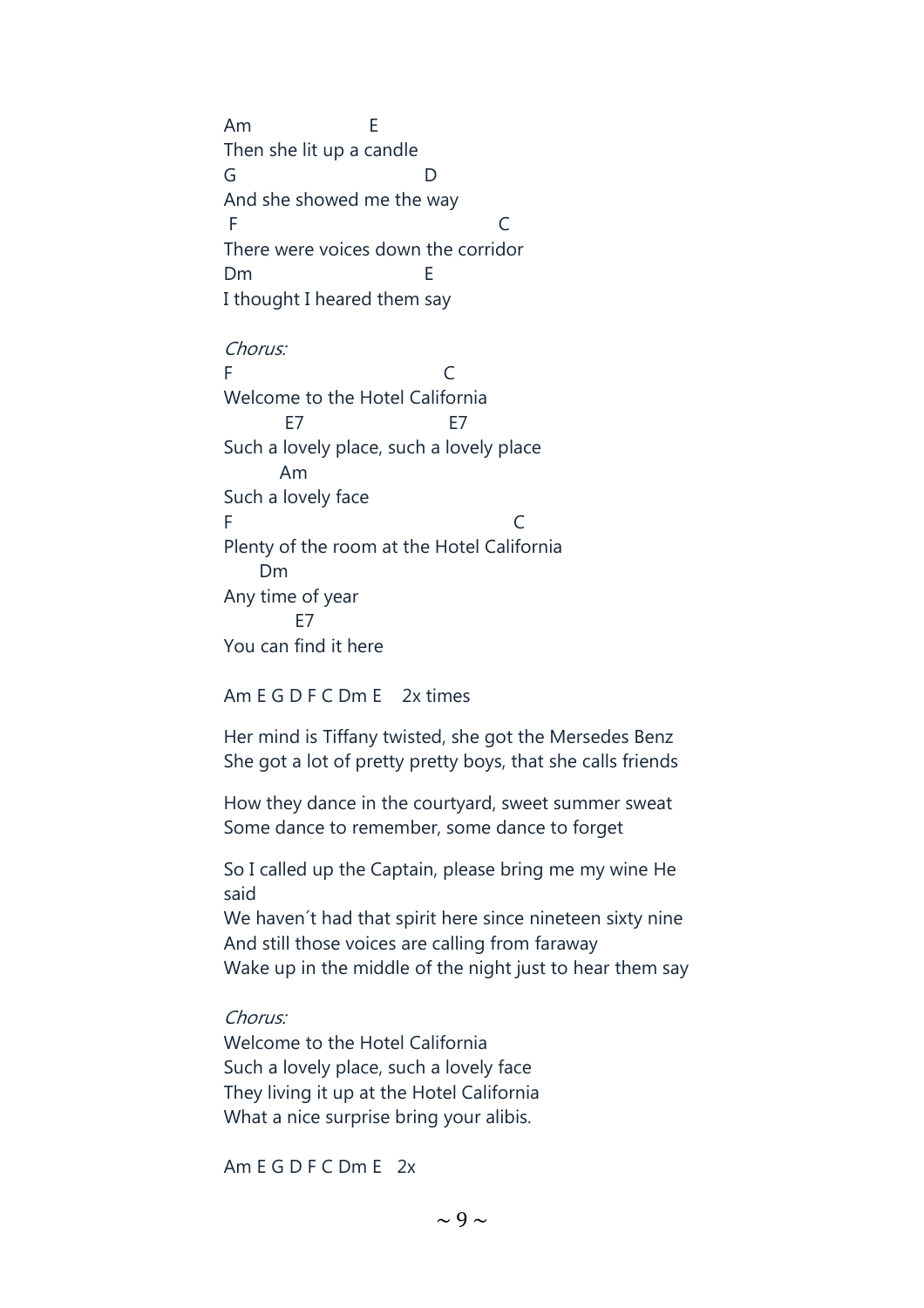```
Am                    E
Then she lit up a candle
G                            D
And she showed me the way
 F                                         C
There were voices down the corridor
Dm                           E
I thought I heared them say
```

*Chorus:*

```
F                               C
Welcome to the Hotel California
          E7                        E7
Such a lovely place, such a lovely place
         Am
Such a lovely face
F                                           C
Plenty of the room at the Hotel California
      Dm
Any time of year
           E7
You can find it here
```

Am E G D F C Dm E    2x times

Her mind is Tiffany twisted, she got the Mersedes Benz
She got a lot of pretty pretty boys, that she calls friends

How they dance in the courtyard, sweet summer sweat
Some dance to remember, some dance to forget

So I called up the Captain, please bring me my wine He said
We haven´t had that spirit here since nineteen sixty nine
And still those voices are calling from faraway
Wake up in the middle of the night just to hear them say

*Chorus:*

Welcome to the Hotel California
Such a lovely place, such a lovely face
They living it up at the Hotel California
What a nice surprise bring your alibis.

Am E G D F C Dm E   2x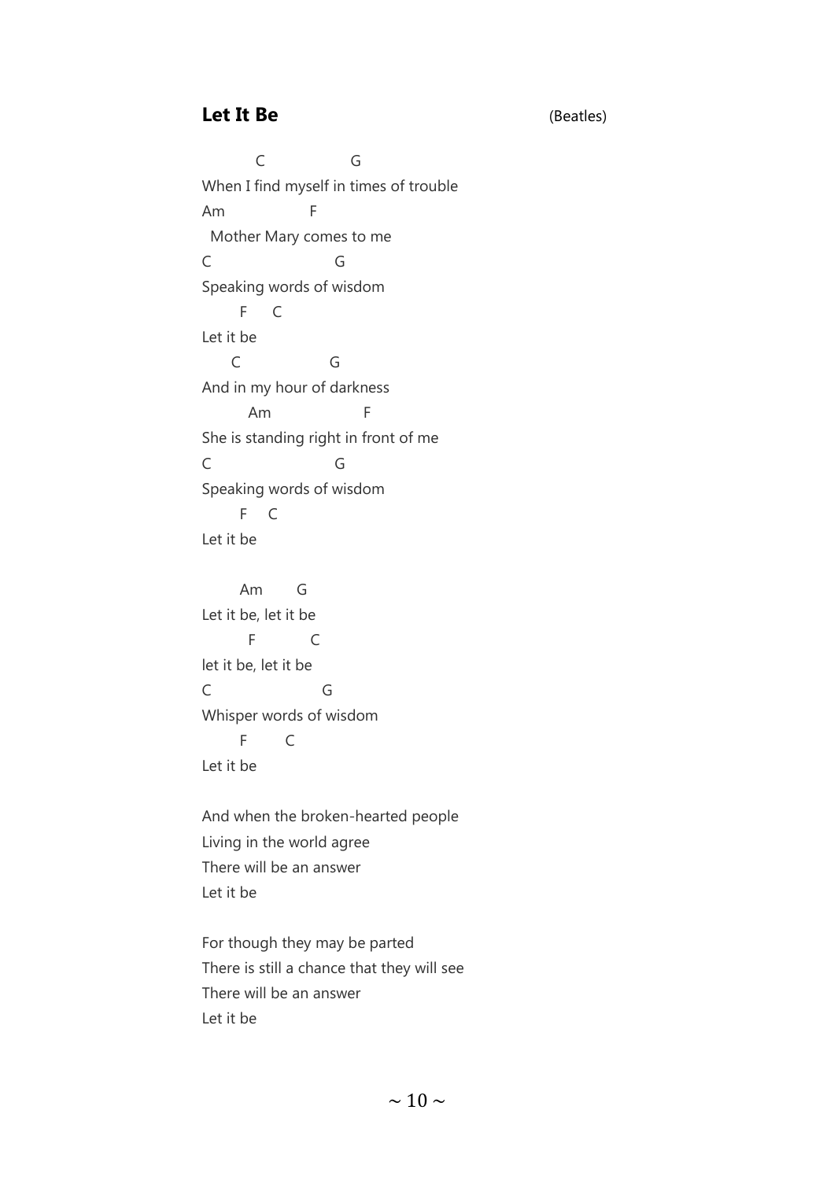## Let It Be

(Beatles)

```
          C                 G
When I find myself in times of trouble
Am                F
  Mother Mary comes to me
C                         G
Speaking words of wisdom
       F     C
Let it be
     C                   G
And in my hour of darkness
        Am                    F
She is standing right in front of me
C                         G
Speaking words of wisdom
       F    C
Let it be

       Am       G
Let it be, let it be
        F           C
let it be, let it be
C                      G
Whisper words of wisdom
       F        C
Let it be

And when the broken-hearted people
Living in the world agree
There will be an answer
Let it be

For though they may be parted
There is still a chance that they will see
There will be an answer
Let it be
```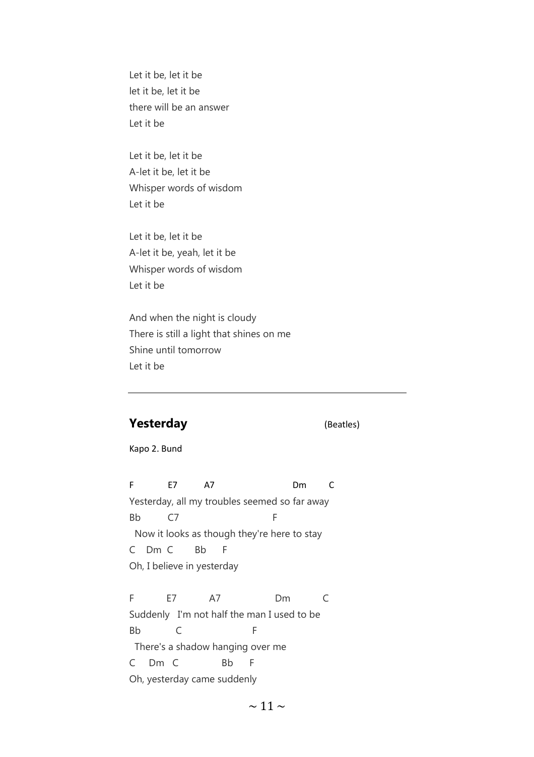Let it be, let it be
let it be, let it be
there will be an answer
Let it be

Let it be, let it be
A-let it be, let it be
Whisper words of wisdom
Let it be

Let it be, let it be
A-let it be, yeah, let it be
Whisper words of wisdom
Let it be

And when the night is cloudy
There is still a light that shines on me
Shine until tomorrow
Let it be

---

## Yesterday (Beatles)

Kapo 2. Bund

```
F          E7         A7                       Dm        C
Yesterday, all my troubles seemed so far away
Bb         C7                              F
  Now it looks as though they're here to stay
C   Dm  C       Bb      F
Oh, I believe in yesterday

F          E7          A7                 Dm          C
Suddenly   I'm not half the man I used to be
Bb           C                      F
  There's a shadow hanging over me
C    Dm   C            Bb      F
Oh, yesterday came suddenly
```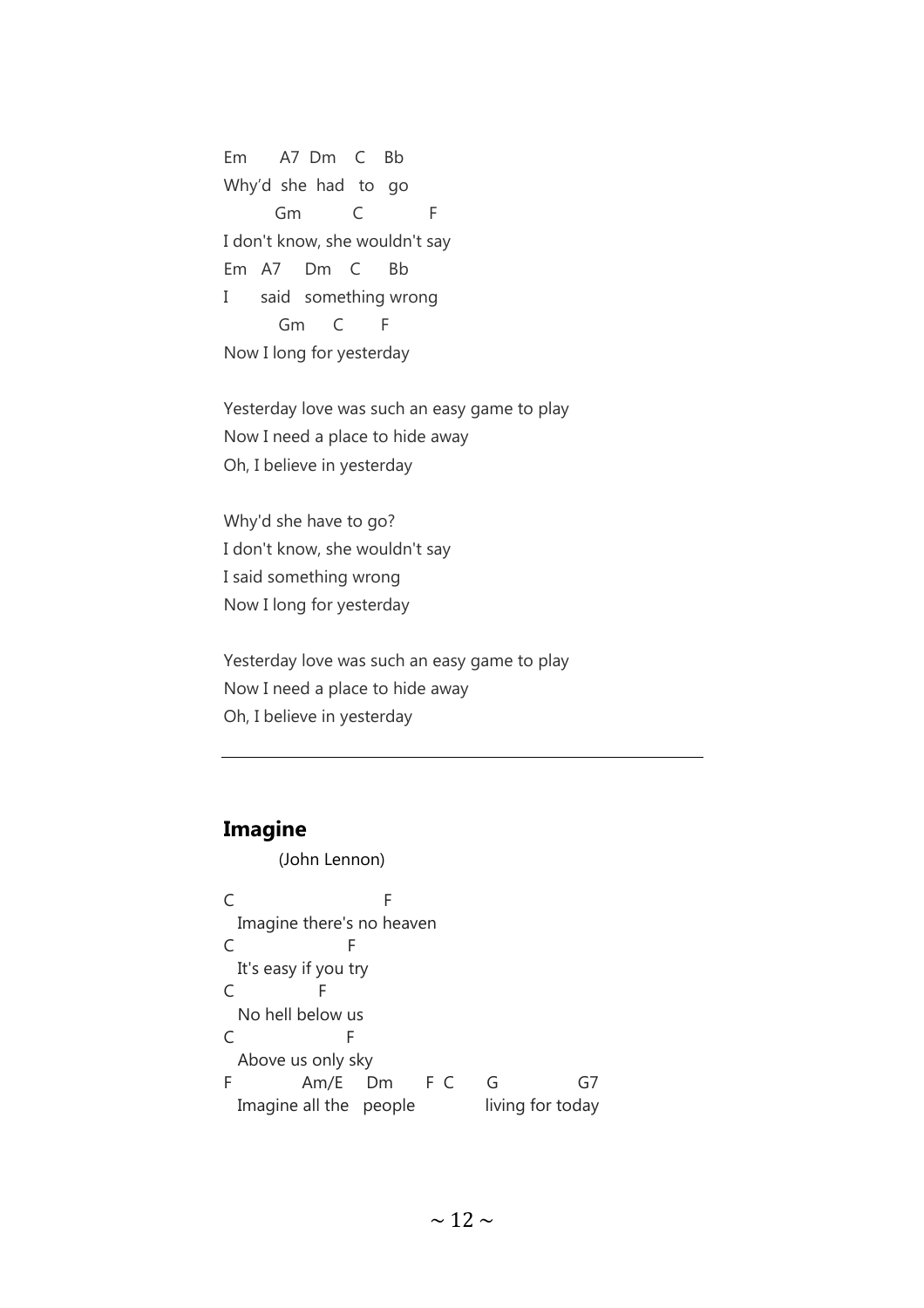```
Em       A7  Dm    C    Bb
Why'd  she  had   to   go
         Gm           C             F
I don't know, she wouldn't say
Em   A7     Dm    C      Bb
I       said   something wrong
          Gm       C        F
Now I long for yesterday
```

Yesterday love was such an easy game to play
Now I need a place to hide away
Oh, I believe in yesterday

Why'd she have to go?
I don't know, she wouldn't say
I said something wrong
Now I long for yesterday

Yesterday love was such an easy game to play
Now I need a place to hide away
Oh, I believe in yesterday

---

## Imagine

(John Lennon)

```
C                           F
  Imagine there's no heaven
C                    F
  It's easy if you try
C               F
  No hell below us
C                   F
  Above us only sky
F            Am/E    Dm      F  C      G              G7
  Imagine all the   people             living for today
```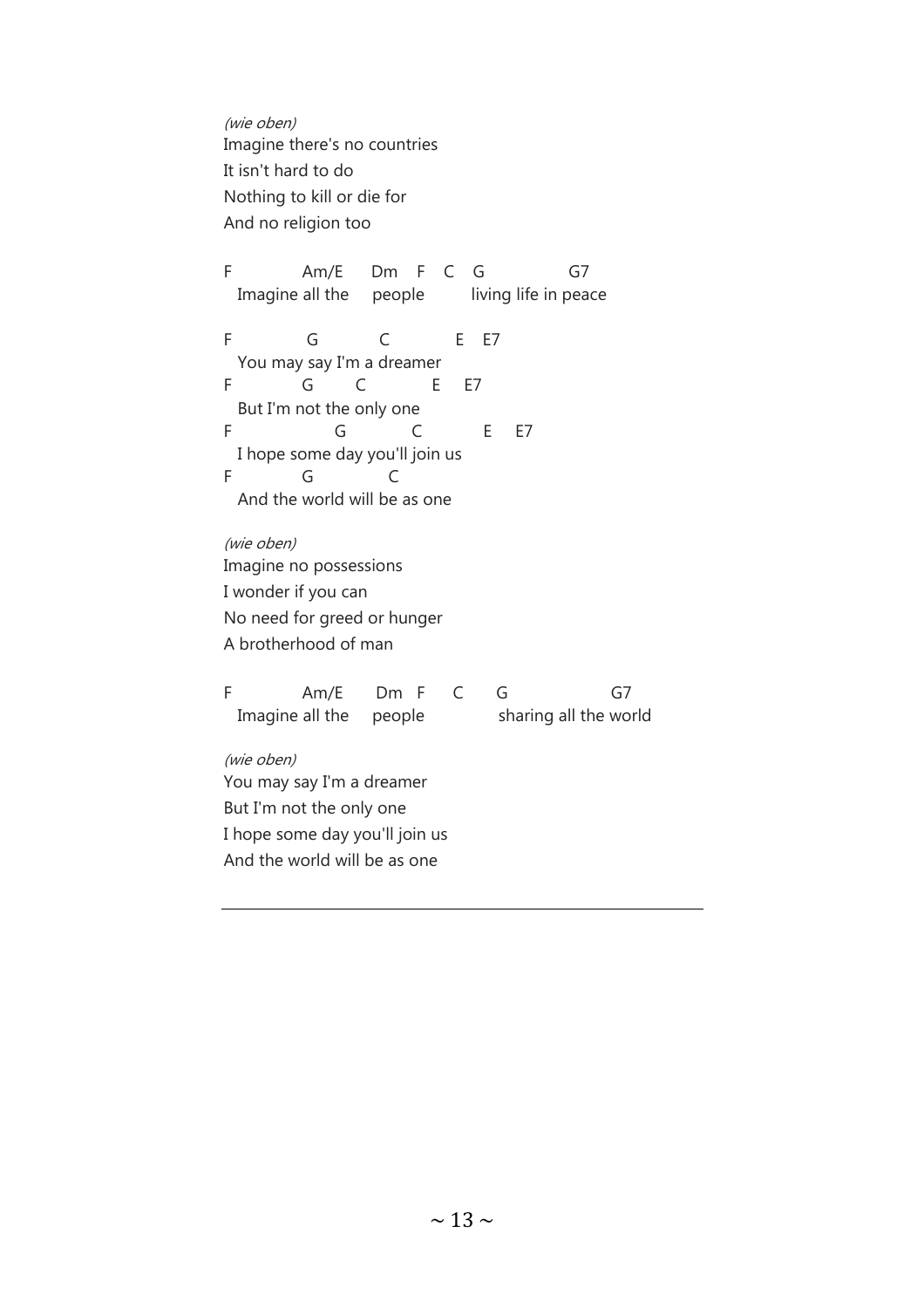*(wie oben)*
Imagine there's no countries
It isn't hard to do
Nothing to kill or die for
And no religion too

```
F          Am/E    Dm   F   C   G            G7
  Imagine all the    people        living life in peace

F           G          C           E   E7
  You may say I'm a dreamer
F          G       C          E    E7
  But I'm not the only one
F                G          C          E    E7
  I hope some day you'll join us
F          G            C
  And the world will be as one
```

*(wie oben)*
Imagine no possessions
I wonder if you can
No need for greed or hunger
A brotherhood of man

```
F          Am/E     Dm  F     C      G               G7
  Imagine all the    people            sharing all the world
```

*(wie oben)*
You may say I'm a dreamer
But I'm not the only one
I hope some day you'll join us
And the world will be as one

---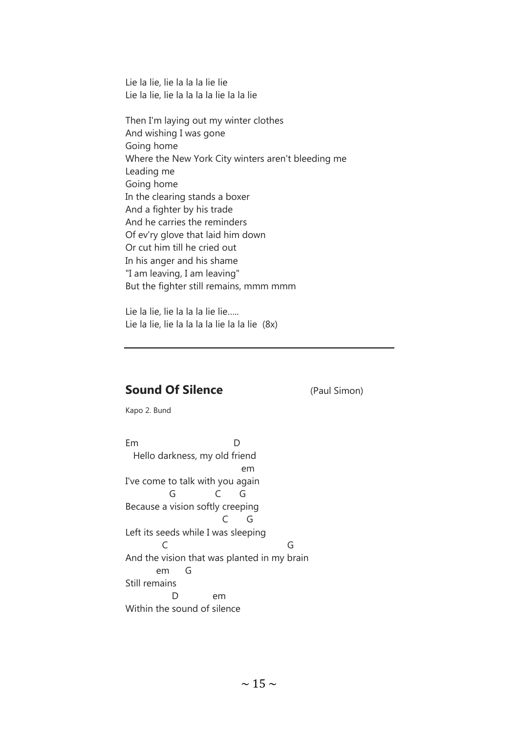Lie la lie, lie la la la lie lie
Lie la lie, lie la la la la lie la la lie

Then I'm laying out my winter clothes
And wishing I was gone
Going home
Where the New York City winters aren't bleeding me
Leading me
Going home
In the clearing stands a boxer
And a fighter by his trade
And he carries the reminders
Of ev'ry glove that laid him down
Or cut him till he cried out
In his anger and his shame
"I am leaving, I am leaving"
But the fighter still remains, mmm mmm

Lie la lie, lie la la la lie lie.....
Lie la lie, lie la la la la lie la la lie (8x)

---

## Sound Of Silence (Paul Simon)

Kapo 2. Bund

```
Em                          D
  Hello darkness, my old friend
                              em
I've come to talk with you again
            G            C     G
Because a vision softly creeping
                          C     G
Left its seeds while I was sleeping
          C                               G
And the vision that was planted in my brain
        em     G
Still remains
             D           em
Within the sound of silence
```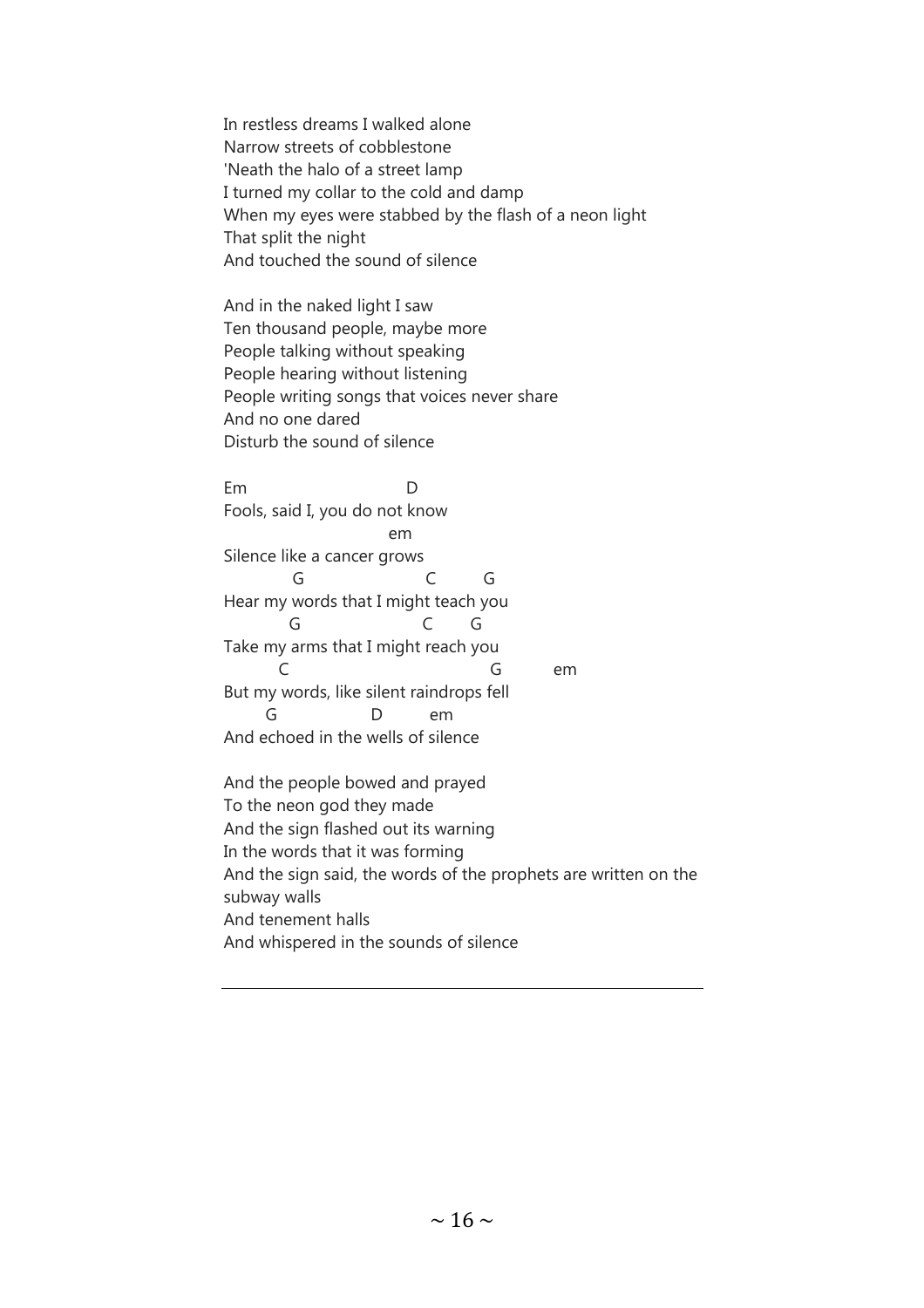In restless dreams I walked alone
Narrow streets of cobblestone
'Neath the halo of a street lamp
I turned my collar to the cold and damp
When my eyes were stabbed by the flash of a neon light
That split the night
And touched the sound of silence

And in the naked light I saw
Ten thousand people, maybe more
People talking without speaking
People hearing without listening
People writing songs that voices never share
And no one dared
Disturb the sound of silence

```
Em                          D
Fools, said I, you do not know
                       em
Silence like a cancer grows
          G                  C       G
Hear my words that I might teach you
         G                  C      G
Take my arms that I might reach you
        C                              G         em
But my words, like silent raindrops fell
      G             D        em
And echoed in the wells of silence
```

And the people bowed and prayed
To the neon god they made
And the sign flashed out its warning
In the words that it was forming
And the sign said, the words of the prophets are written on the subway walls
And tenement halls
And whispered in the sounds of silence

---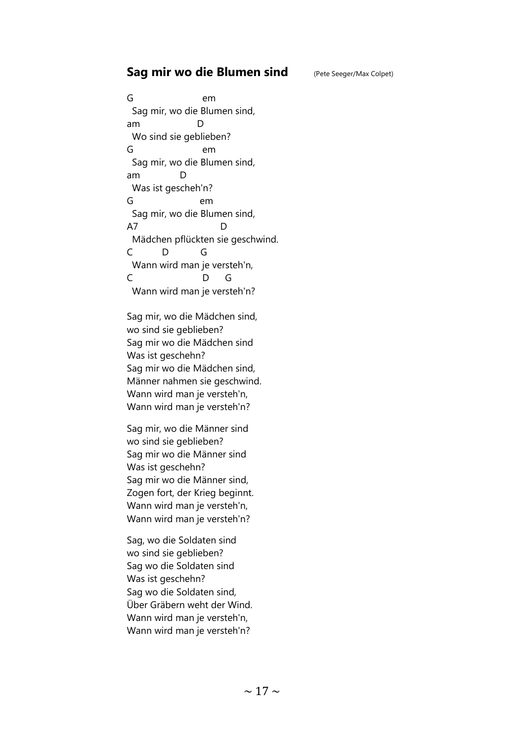## Sag mir wo die Blumen sind (Pete Seeger/Max Colpet)

```
G                    em
  Sag mir, wo die Blumen sind,
am                 D
  Wo sind sie geblieben?
G                    em
  Sag mir, wo die Blumen sind,
am            D
  Was ist gescheh'n?
G                   em
  Sag mir, wo die Blumen sind,
A7                          D
  Mädchen pflückten sie geschwind.
C         D         G
  Wann wird man je versteh'n,
C                    D     G
  Wann wird man je versteh'n?
```

Sag mir, wo die Mädchen sind,
wo sind sie geblieben?
Sag mir wo die Mädchen sind
Was ist geschehn?
Sag mir wo die Mädchen sind,
Männer nahmen sie geschwind.
Wann wird man je versteh'n,
Wann wird man je versteh'n?

Sag mir, wo die Männer sind
wo sind sie geblieben?
Sag mir wo die Männer sind
Was ist geschehn?
Sag mir wo die Männer sind,
Zogen fort, der Krieg beginnt.
Wann wird man je versteh'n,
Wann wird man je versteh'n?

Sag, wo die Soldaten sind
wo sind sie geblieben?
Sag wo die Soldaten sind
Was ist geschehn?
Sag wo die Soldaten sind,
Über Gräbern weht der Wind.
Wann wird man je versteh'n,
Wann wird man je versteh'n?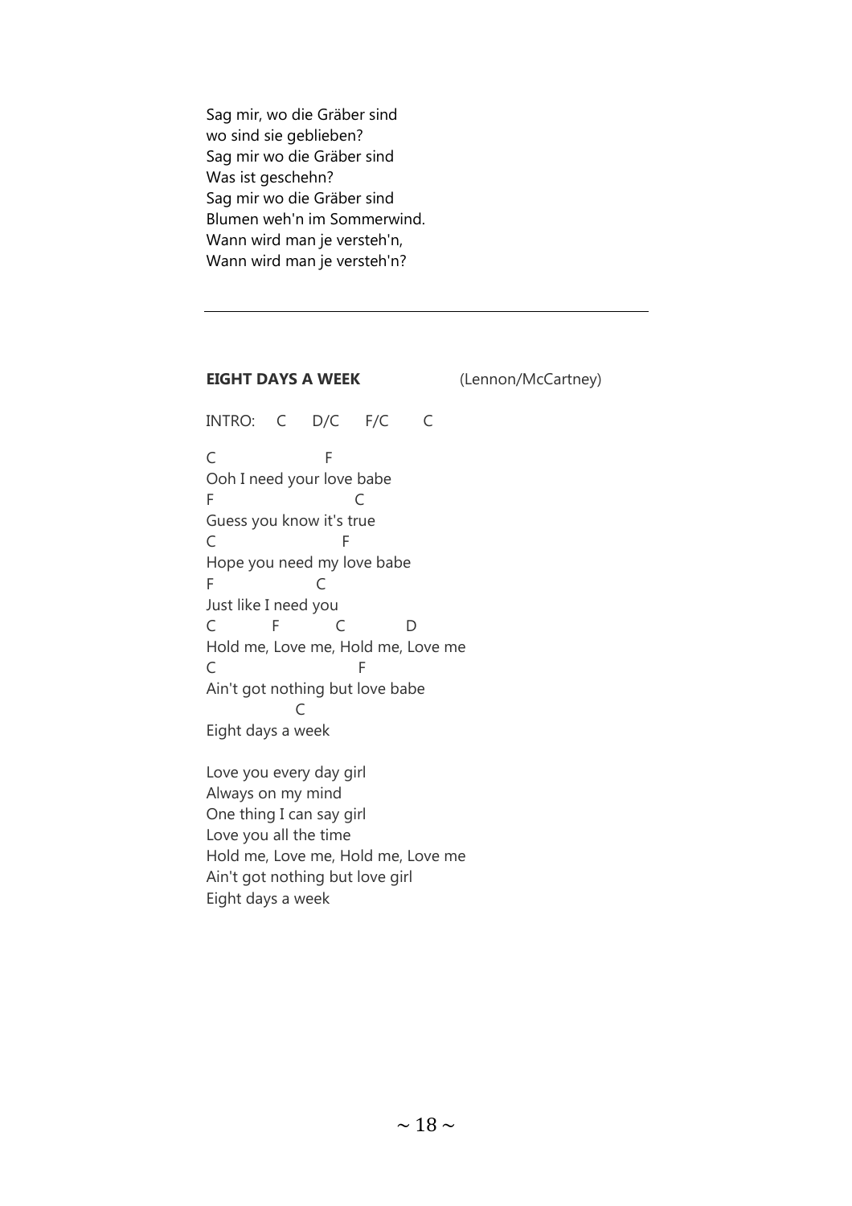Sag mir, wo die Gräber sind
wo sind sie geblieben?
Sag mir wo die Gräber sind
Was ist geschehn?
Sag mir wo die Gräber sind
Blumen weh'n im Sommerwind.
Wann wird man je versteh'n,
Wann wird man je versteh'n?

---

**EIGHT DAYS A WEEK** (Lennon/McCartney)

```
INTRO:   C     D/C     F/C      C

C                    F
Ooh I need your love babe
F                        C
Guess you know it's true
C                        F
Hope you need my love babe
F                   C
Just like I need you
C          F           C            D
Hold me, Love me, Hold me, Love me
C                          F
Ain't got nothing but love babe
               C
Eight days a week
```

Love you every day girl
Always on my mind
One thing I can say girl
Love you all the time
Hold me, Love me, Hold me, Love me
Ain't got nothing but love girl
Eight days a week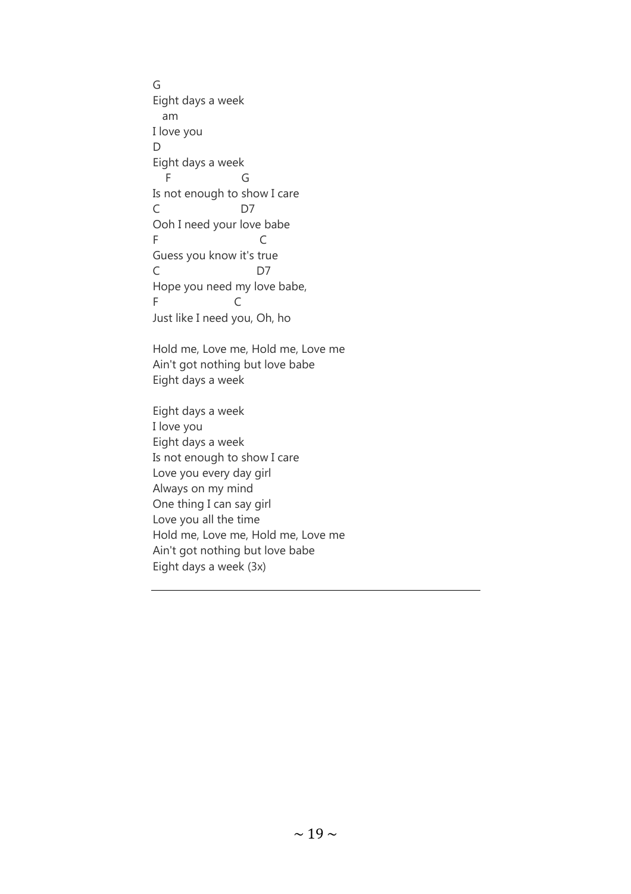```
G
Eight days a week
  am
I love you
D
Eight days a week
   F                 G
Is not enough to show I care
C                    D7
Ooh I need your love babe
F                          C
Guess you know it's true
C                          D7
Hope you need my love babe,
F                  C
Just like I need you, Oh, ho
```

Hold me, Love me, Hold me, Love me
Ain't got nothing but love babe
Eight days a week

Eight days a week
I love you
Eight days a week
Is not enough to show I care
Love you every day girl
Always on my mind
One thing I can say girl
Love you all the time
Hold me, Love me, Hold me, Love me
Ain't got nothing but love babe
Eight days a week (3x)

---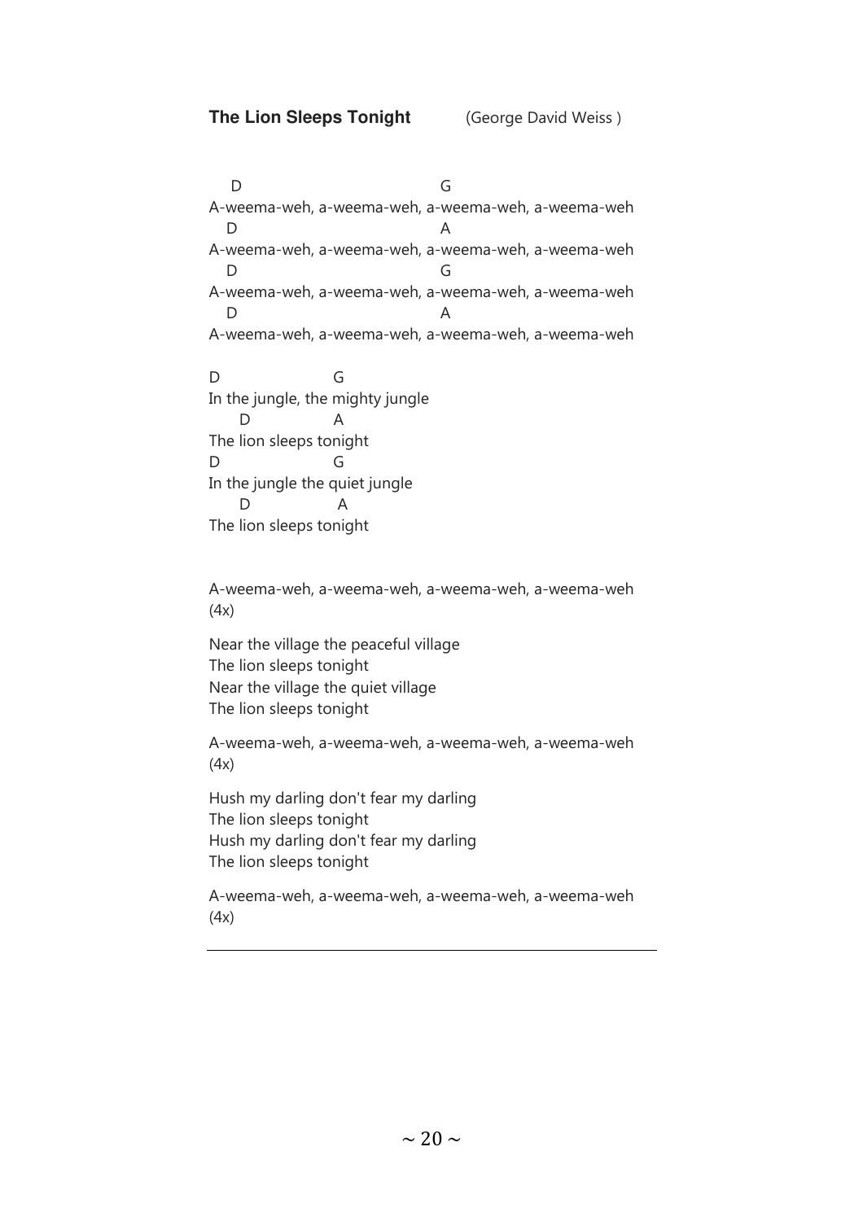**The Lion Sleeps Tonight** (George David Weiss )

```
 D                              G
A-weema-weh, a-weema-weh, a-weema-weh, a-weema-weh
 D                              A
A-weema-weh, a-weema-weh, a-weema-weh, a-weema-weh
 D                              G
A-weema-weh, a-weema-weh, a-weema-weh, a-weema-weh
 D                              A
A-weema-weh, a-weema-weh, a-weema-weh, a-weema-weh

D              G
In the jungle, the mighty jungle
    D          A
The lion sleeps tonight
D              G
In the jungle the quiet jungle
    D           A
The lion sleeps tonight
```

A-weema-weh, a-weema-weh, a-weema-weh, a-weema-weh
(4x)

Near the village the peaceful village
The lion sleeps tonight
Near the village the quiet village
The lion sleeps tonight

A-weema-weh, a-weema-weh, a-weema-weh, a-weema-weh
(4x)

Hush my darling don't fear my darling
The lion sleeps tonight
Hush my darling don't fear my darling
The lion sleeps tonight

A-weema-weh, a-weema-weh, a-weema-weh, a-weema-weh
(4x)

---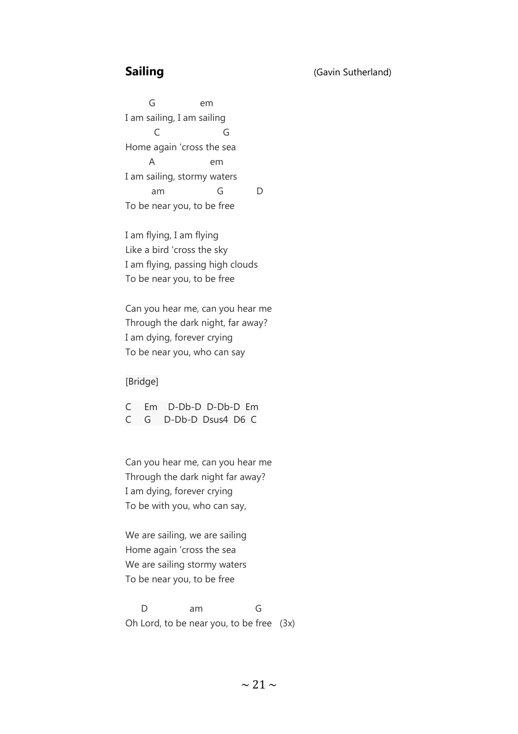## **Sailing** (Gavin Sutherland)

```
        G                em
I am sailing, I am sailing
          C                     G
Home again 'cross the sea
        A                    em
I am sailing, stormy waters
         am                   G           D
To be near you, to be free
```

I am flying, I am flying
Like a bird 'cross the sky
I am flying, passing high clouds
To be near you, to be free

Can you hear me, can you hear me
Through the dark night, far away?
I am dying, forever crying
To be near you, who can say

[Bridge]

```
C    Em    D-Db-D  D-Db-D  Em
C    G    D-Db-D  Dsus4  D6  C
```

Can you hear me, can you hear me
Through the dark night far away?
I am dying, forever crying
To be with you, who can say,

We are sailing, we are sailing
Home again 'cross the sea
We are sailing stormy waters
To be near you, to be free

```
     D              am                 G
Oh Lord, to be near you, to be free   (3x)
```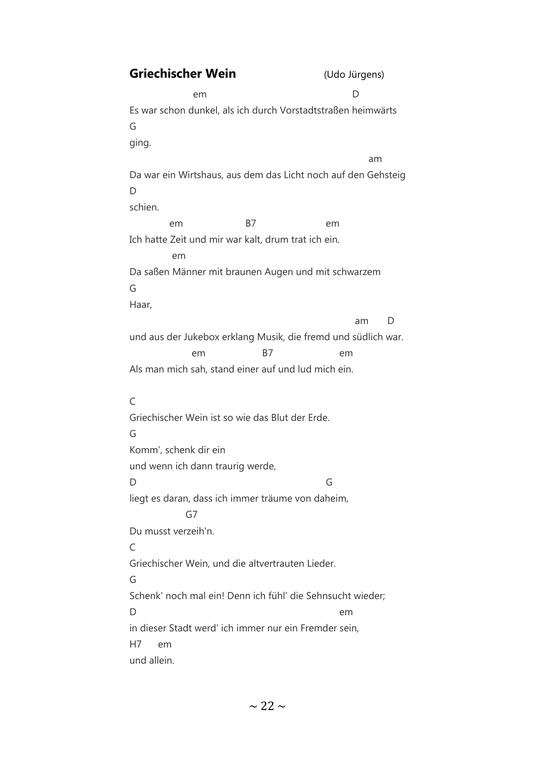## **Griechischer Wein** (Udo Jürgens)

```
                 em                                          D
Es war schon dunkel, als ich durch Vorstadtstraßen heimwärts
G
ging.
                                                                am
Da war ein Wirtshaus, aus dem das Licht noch auf den Gehsteig
D
schien.
           em                  B7                  em
Ich hatte Zeit und mir war kalt, drum trat ich ein.
           em
Da saßen Männer mit braunen Augen und mit schwarzem
G
Haar,
                                                            am      D
und aus der Jukebox erklang Musik, die fremd und südlich war.
                 em               B7                  em
Als man mich sah, stand einer auf und lud mich ein.

C
Griechischer Wein ist so wie das Blut der Erde.
G
Komm', schenk dir ein
und wenn ich dann traurig werde,
D                                                  G
liegt es daran, dass ich immer träume von daheim,
              G7
Du musst verzeih'n.
C
Griechischer Wein, und die altvertrauten Lieder.
G
Schenk' noch mal ein! Denn ich fühl' die Sehnsucht wieder;
D                                                       em
in dieser Stadt werd' ich immer nur ein Fremder sein,
H7      em
und allein.
```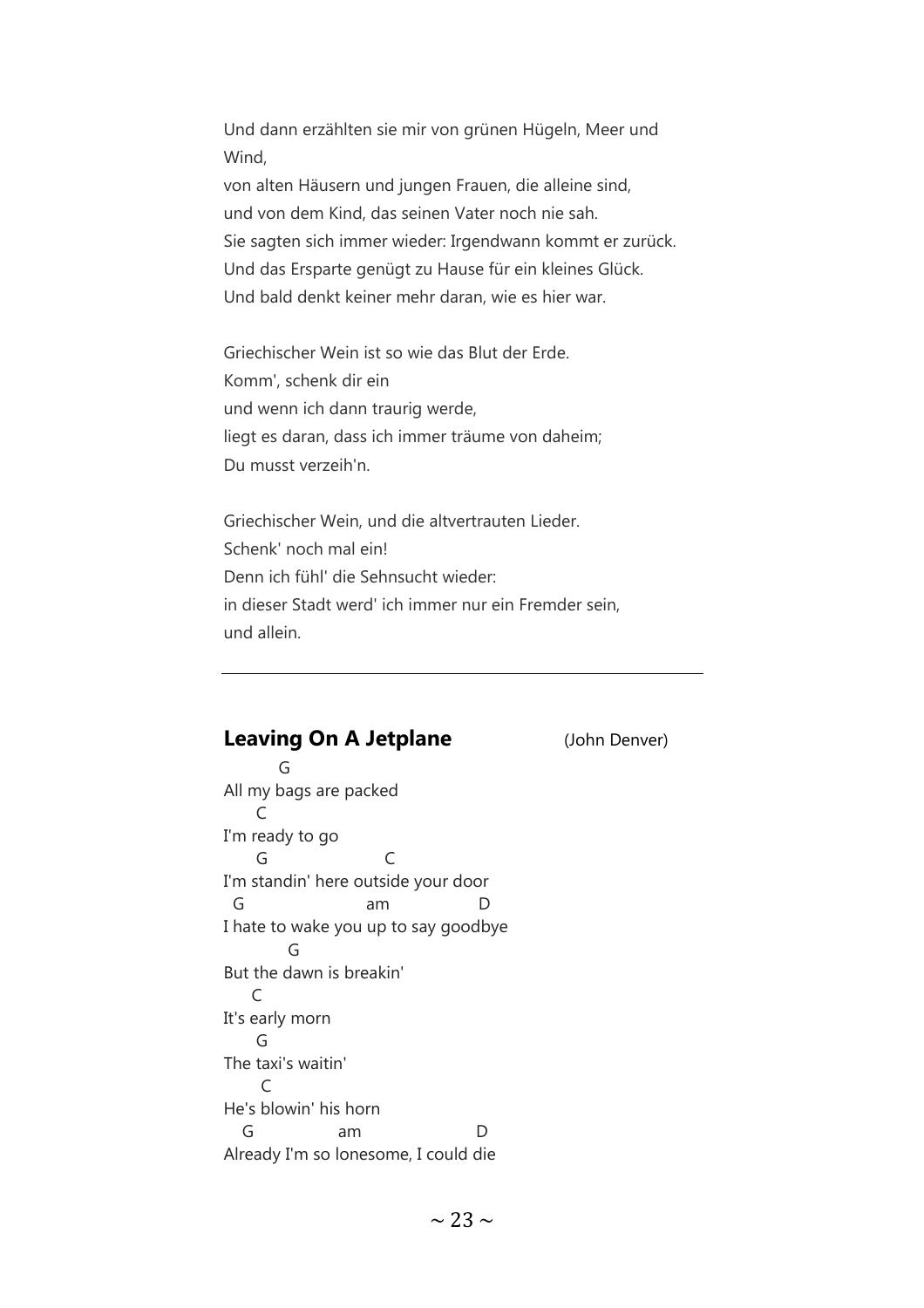Und dann erzählten sie mir von grünen Hügeln, Meer und Wind,
von alten Häusern und jungen Frauen, die alleine sind,
und von dem Kind, das seinen Vater noch nie sah.
Sie sagten sich immer wieder: Irgendwann kommt er zurück.
Und das Ersparte genügt zu Hause für ein kleines Glück.
Und bald denkt keiner mehr daran, wie es hier war.

Griechischer Wein ist so wie das Blut der Erde.
Komm', schenk dir ein
und wenn ich dann traurig werde,
liegt es daran, dass ich immer träume von daheim;
Du musst verzeih'n.

Griechischer Wein, und die altvertrauten Lieder.
Schenk' noch mal ein!
Denn ich fühl' die Sehnsucht wieder:
in dieser Stadt werd' ich immer nur ein Fremder sein,
und allein.

---

## **Leaving On A Jetplane** (John Denver)

```
         G
All my bags are packed
      C
I'm ready to go
      G                    C
I'm standin' here outside your door
  G                      am              D
I hate to wake you up to say goodbye
            G
But the dawn is breakin'
     C
It's early morn
      G
The taxi's waitin'
       C
He's blowin' his horn
   G                am                   D
Already I'm so lonesome, I could die
```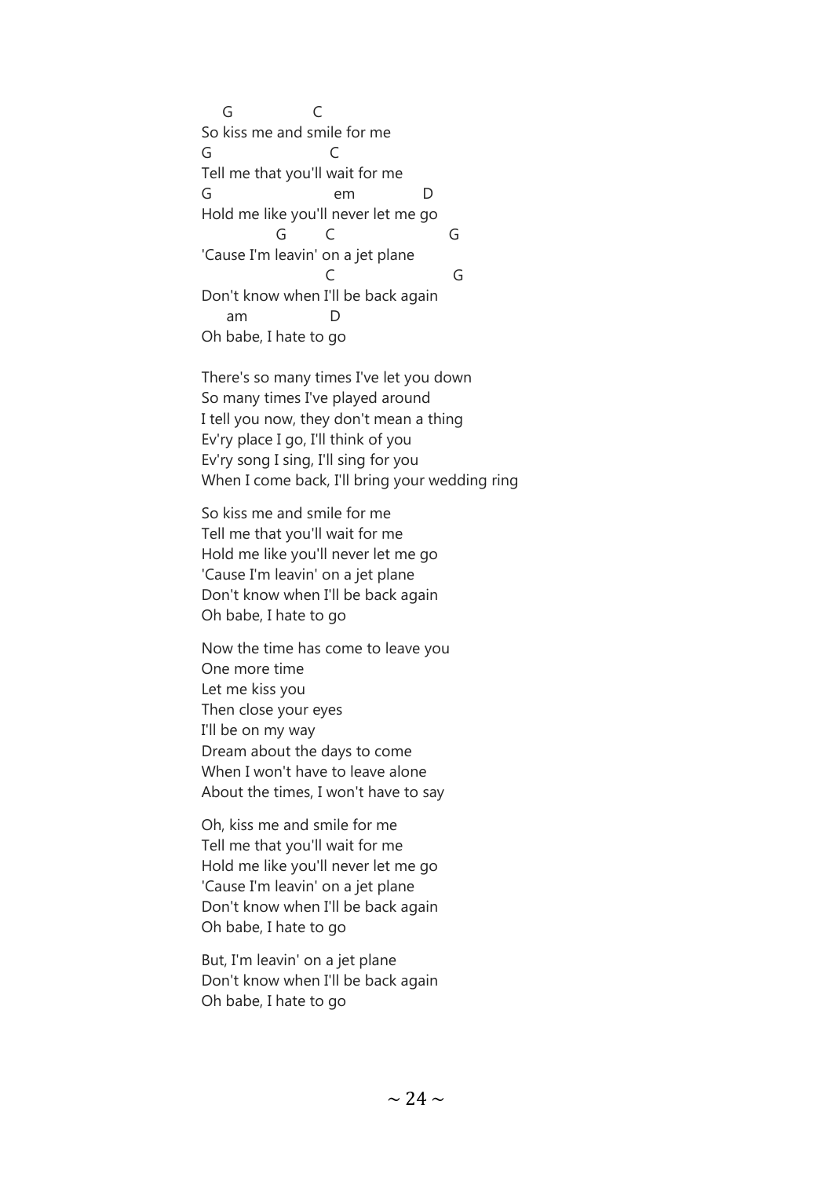```
    G               C
So kiss me and smile for me
G                      C
Tell me that you'll wait for me
G                        em            D
Hold me like you'll never let me go
             G       C                     G
'Cause I'm leavin' on a jet plane
                     C                        G
Don't know when I'll be back again
     am                D
Oh babe, I hate to go
```

There's so many times I've let you down
So many times I've played around
I tell you now, they don't mean a thing
Ev'ry place I go, I'll think of you
Ev'ry song I sing, I'll sing for you
When I come back, I'll bring your wedding ring

So kiss me and smile for me
Tell me that you'll wait for me
Hold me like you'll never let me go
'Cause I'm leavin' on a jet plane
Don't know when I'll be back again
Oh babe, I hate to go

Now the time has come to leave you
One more time
Let me kiss you
Then close your eyes
I'll be on my way
Dream about the days to come
When I won't have to leave alone
About the times, I won't have to say

Oh, kiss me and smile for me
Tell me that you'll wait for me
Hold me like you'll never let me go
'Cause I'm leavin' on a jet plane
Don't know when I'll be back again
Oh babe, I hate to go

But, I'm leavin' on a jet plane
Don't know when I'll be back again
Oh babe, I hate to go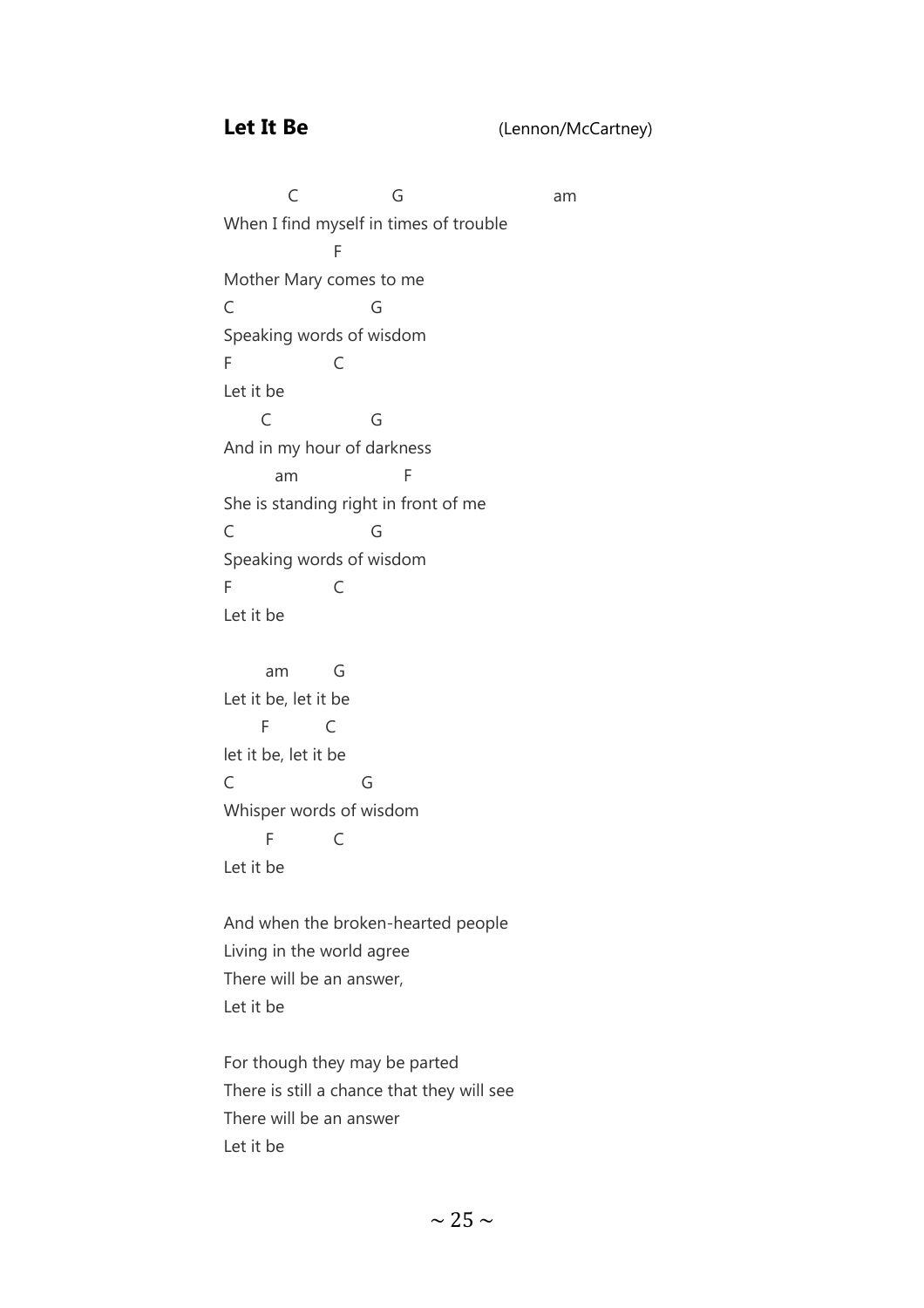**Let It Be** (Lennon/McCartney)

```
           C                G                          am
When I find myself in times of trouble
                    F
Mother Mary comes to me
C                         G
Speaking words of wisdom
F                   C
Let it be
       C                  G
And in my hour of darkness
         am                    F
She is standing right in front of me
C                         G
Speaking words of wisdom
F                   C
Let it be

       am         G
Let it be, let it be
      F          C
let it be, let it be
C                       G
Whisper words of wisdom
       F           C
Let it be
```

And when the broken-hearted people
Living in the world agree
There will be an answer,
Let it be

For though they may be parted
There is still a chance that they will see
There will be an answer
Let it be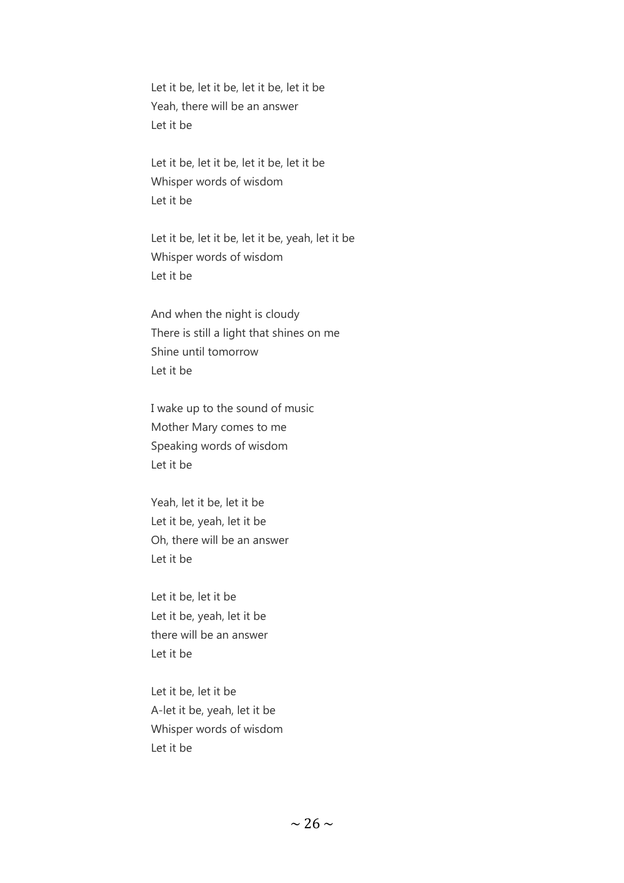Let it be, let it be, let it be, let it be
Yeah, there will be an answer
Let it be

Let it be, let it be, let it be, let it be
Whisper words of wisdom
Let it be

Let it be, let it be, let it be, yeah, let it be
Whisper words of wisdom
Let it be

And when the night is cloudy
There is still a light that shines on me
Shine until tomorrow
Let it be

I wake up to the sound of music
Mother Mary comes to me
Speaking words of wisdom
Let it be

Yeah, let it be, let it be
Let it be, yeah, let it be
Oh, there will be an answer
Let it be

Let it be, let it be
Let it be, yeah, let it be
there will be an answer
Let it be

Let it be, let it be
A-let it be, yeah, let it be
Whisper words of wisdom
Let it be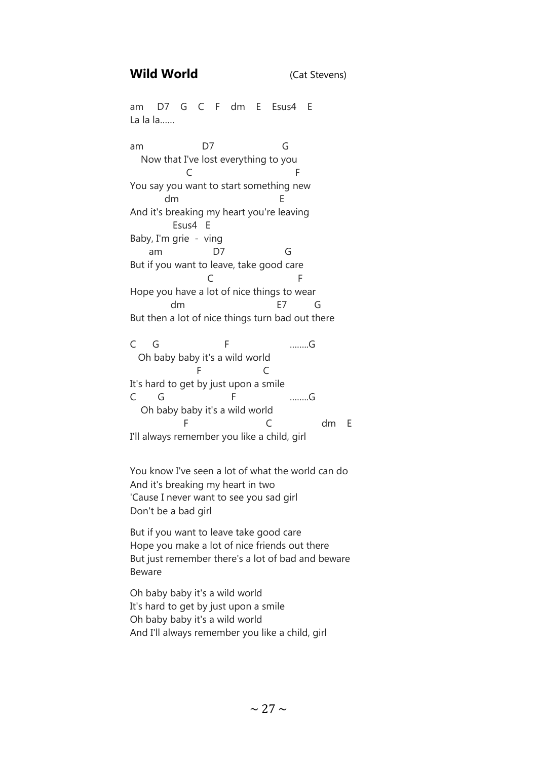## **Wild World** (Cat Stevens)

```
am    D7   G   C   F   dm   E   Esus4   E
La la la......

am                  D7                     G
   Now that I've lost everything to you
                C                                  F
You say you want to start something new
          dm                                  E
And it's breaking my heart you're leaving
            Esus4   E
Baby, I'm grie  -  ving
      am                 D7                    G
But if you want to leave, take good care
                       C                           F
Hope you have a lot of nice things to wear
           dm                            E7         G
But then a lot of nice things turn bad out there

C     G                     F                     ........G
  Oh baby baby it's a wild world
                 F                   C
It's hard to get by just upon a smile
C       G                    F                    ........G
   Oh baby baby it's a wild world
               F                          C                dm    E
I'll always remember you like a child, girl
```

You know I've seen a lot of what the world can do  
And it's breaking my heart in two  
'Cause I never want to see you sad girl  
Don't be a bad girl

But if you want to leave take good care  
Hope you make a lot of nice friends out there  
But just remember there's a lot of bad and beware  
Beware

Oh baby baby it's a wild world  
It's hard to get by just upon a smile  
Oh baby baby it's a wild world  
And I'll always remember you like a child, girl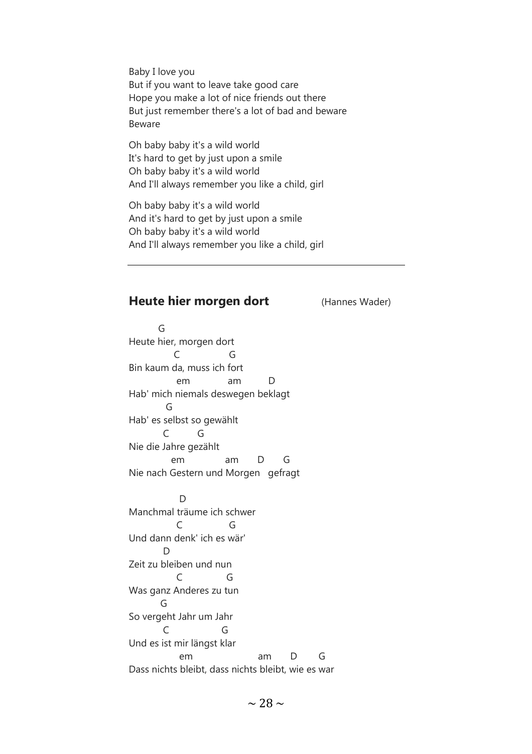Baby I love you
But if you want to leave take good care
Hope you make a lot of nice friends out there
But just remember there's a lot of bad and beware
Beware

Oh baby baby it's a wild world
It's hard to get by just upon a smile
Oh baby baby it's a wild world
And I'll always remember you like a child, girl

Oh baby baby it's a wild world
And it's hard to get by just upon a smile
Oh baby baby it's a wild world
And I'll always remember you like a child, girl

---

## Heute hier morgen dort (Hannes Wader)

```
       G
Heute hier, morgen dort
          C            G
Bin kaum da, muss ich fort
            em          am       D
Hab' mich niemals deswegen beklagt
         G
Hab' es selbst so gewählt
         C        G
Nie die Jahre gezählt
            em            am      D      G
Nie nach Gestern und Morgen   gefragt

             D
Manchmal träume ich schwer
            C             G
Und dann denk' ich es wär'
         D
Zeit zu bleiben und nun
           C             G
Was ganz Anderes zu tun
       G
So vergeht Jahr um Jahr
         C             G
Und es ist mir längst klar
              em                 am      D      G
Dass nichts bleibt, dass nichts bleibt, wie es war
```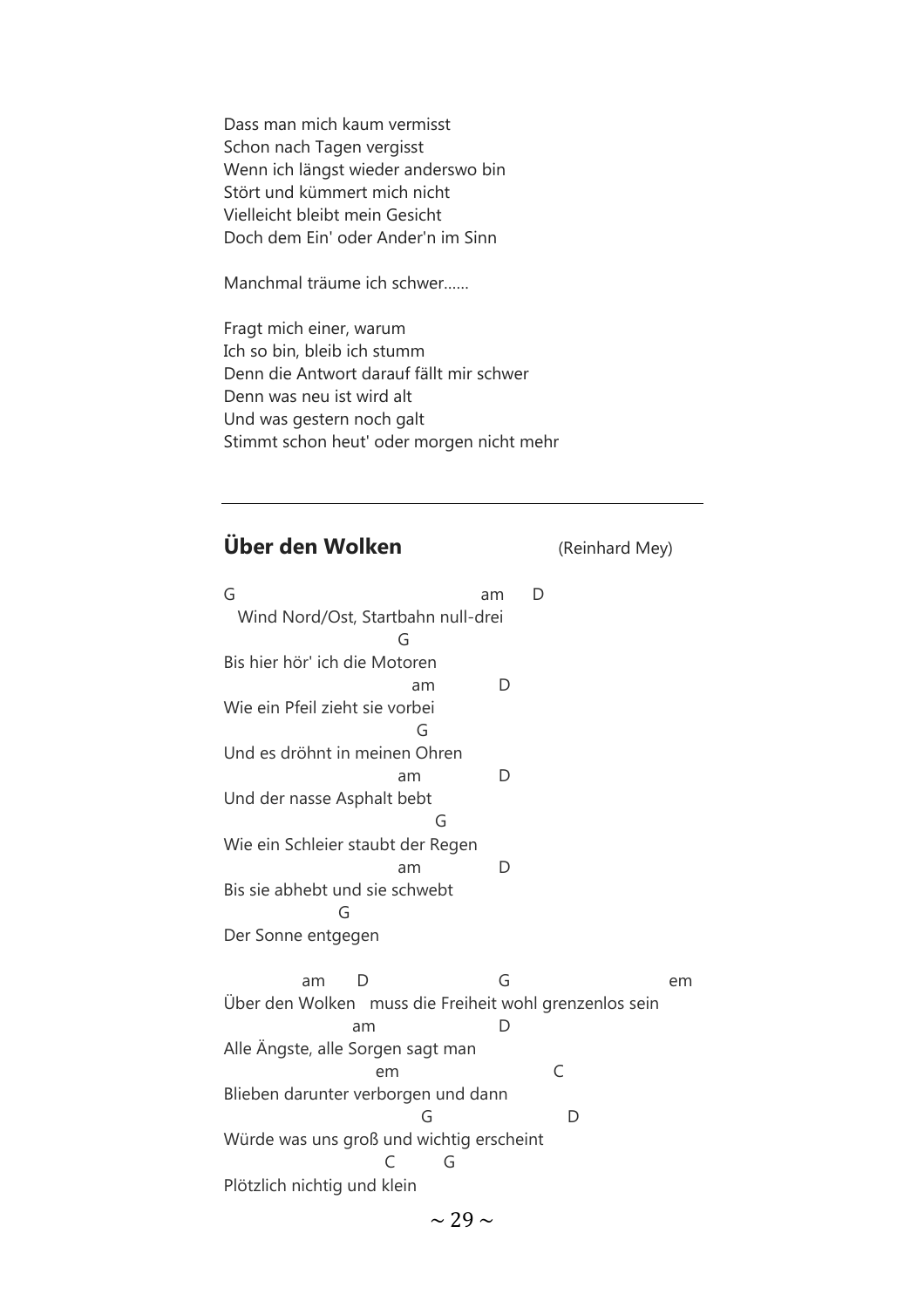Dass man mich kaum vermisst
Schon nach Tagen vergisst
Wenn ich längst wieder anderswo bin
Stört und kümmert mich nicht
Vielleicht bleibt mein Gesicht
Doch dem Ein' oder Ander'n im Sinn

Manchmal träume ich schwer......

Fragt mich einer, warum
Ich so bin, bleib ich stumm
Denn die Antwort darauf fällt mir schwer
Denn was neu ist wird alt
Und was gestern noch galt
Stimmt schon heut' oder morgen nicht mehr

---

## Über den Wolken (Reinhard Mey)

```
G                                      am      D
  Wind Nord/Ost, Startbahn null-drei
                        G
Bis hier hör' ich die Motoren
                          am           D
Wie ein Pfeil zieht sie vorbei
                           G
Und es dröhnt in meinen Ohren
                          am           D
Und der nasse Asphalt bebt
                             G
Wie ein Schleier staubt der Regen
                          am           D
Bis sie abhebt und sie schwebt
                 G
Der Sonne entgegen

            am      D                G                           em
Über den Wolken   muss die Freiheit wohl grenzenlos sein
                  am                 D
Alle Ängste, alle Sorgen sagt man
                     em                       C
Blieben darunter verborgen und dann
                          G                  D
Würde was uns groß und wichtig erscheint
                      C        G
Plötzlich nichtig und klein
```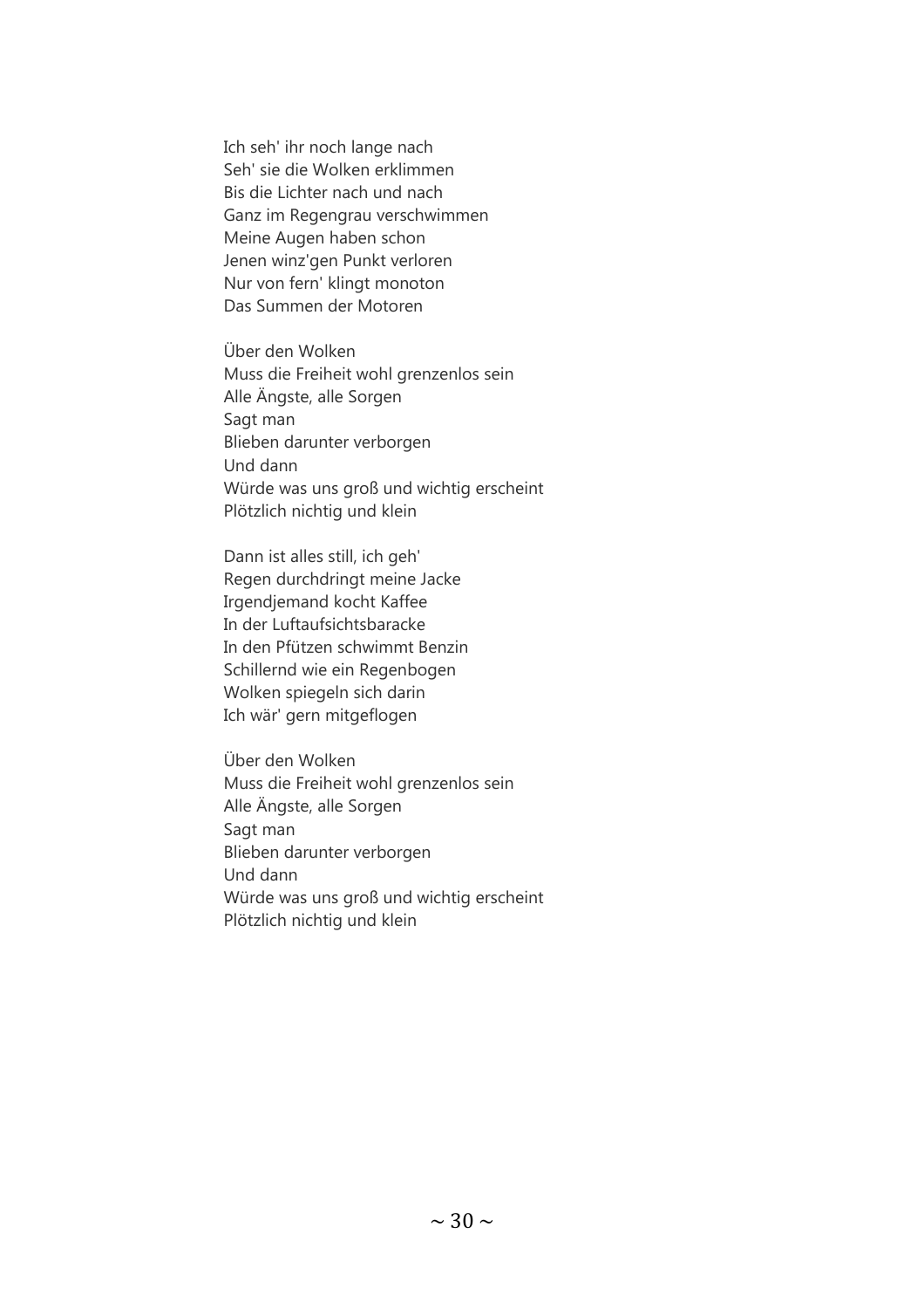Ich seh' ihr noch lange nach
Seh' sie die Wolken erklimmen
Bis die Lichter nach und nach
Ganz im Regengrau verschwimmen
Meine Augen haben schon
Jenen winz'gen Punkt verloren
Nur von fern' klingt monoton
Das Summen der Motoren

Über den Wolken
Muss die Freiheit wohl grenzenlos sein
Alle Ängste, alle Sorgen
Sagt man
Blieben darunter verborgen
Und dann
Würde was uns groß und wichtig erscheint
Plötzlich nichtig und klein

Dann ist alles still, ich geh'
Regen durchdringt meine Jacke
Irgendjemand kocht Kaffee
In der Luftaufsichtsbaracke
In den Pfützen schwimmt Benzin
Schillernd wie ein Regenbogen
Wolken spiegeln sich darin
Ich wär' gern mitgeflogen

Über den Wolken
Muss die Freiheit wohl grenzenlos sein
Alle Ängste, alle Sorgen
Sagt man
Blieben darunter verborgen
Und dann
Würde was uns groß und wichtig erscheint
Plötzlich nichtig und klein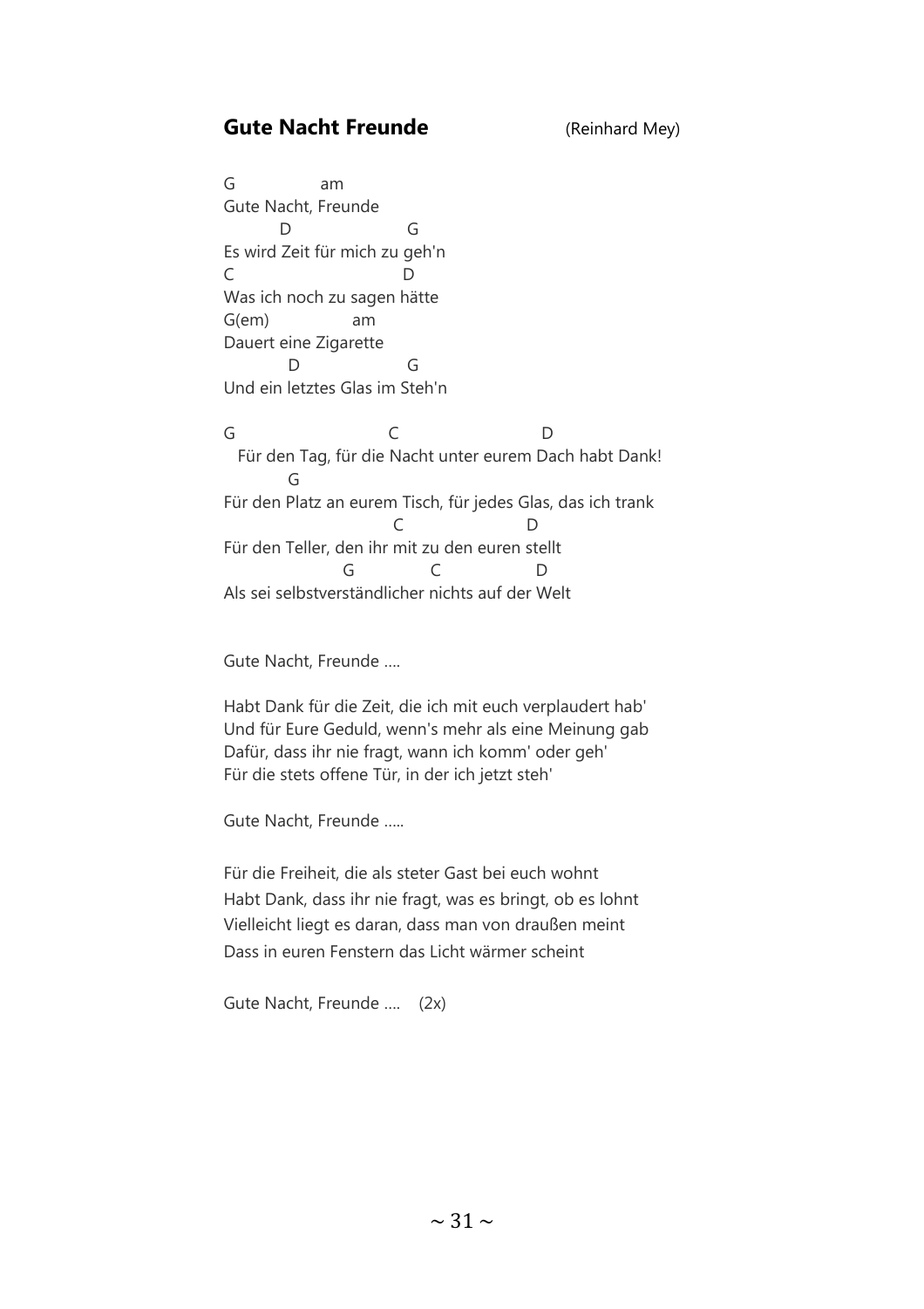## Gute Nacht Freunde (Reinhard Mey)

```
G               am
Gute Nacht, Freunde
          D                      G
Es wird Zeit für mich zu geh'n
C                                D
Was ich noch zu sagen hätte
G(em)              am
Dauert eine Zigarette
           D                     G
Und ein letztes Glas im Steh'n

G                             C                            D
   Für den Tag, für die Nacht unter eurem Dach habt Dank!
          G
Für den Platz an eurem Tisch, für jedes Glas, das ich trank
                              C                      D
Für den Teller, den ihr mit zu den euren stellt
                     G              C                 D
Als sei selbstverständlicher nichts auf der Welt
```

Gute Nacht, Freunde ….

Habt Dank für die Zeit, die ich mit euch verplaudert hab'
Und für Eure Geduld, wenn's mehr als eine Meinung gab
Dafür, dass ihr nie fragt, wann ich komm' oder geh'
Für die stets offene Tür, in der ich jetzt steh'

Gute Nacht, Freunde …..

Für die Freiheit, die als steter Gast bei euch wohnt
Habt Dank, dass ihr nie fragt, was es bringt, ob es lohnt
Vielleicht liegt es daran, dass man von draußen meint
Dass in euren Fenstern das Licht wärmer scheint

Gute Nacht, Freunde …. (2x)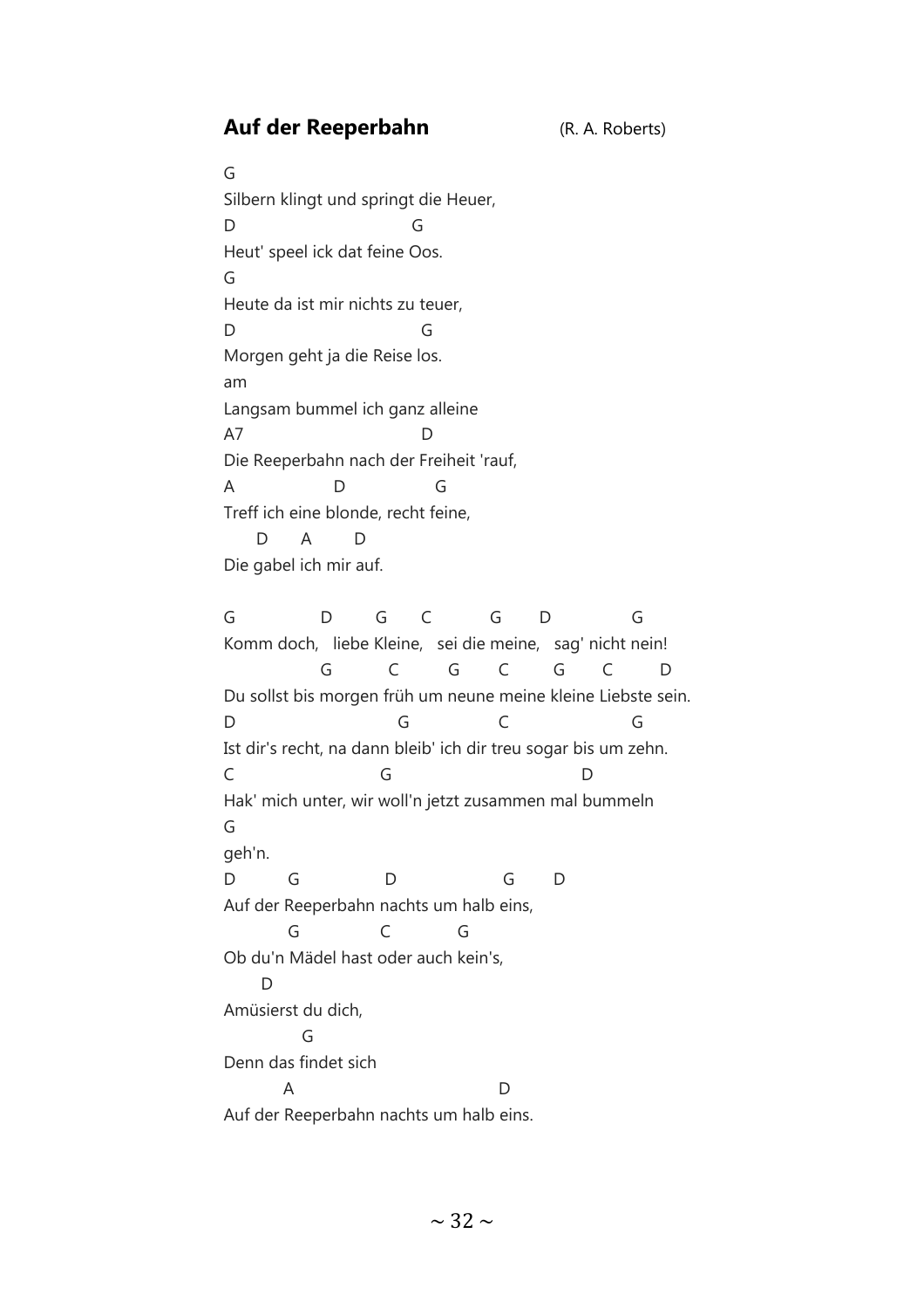## Auf der Reeperbahn (R. A. Roberts)

```
G
Silbern klingt und springt die Heuer,
D                          G
Heut' speel ick dat feine Oos.
G
Heute da ist mir nichts zu teuer,
D                           G
Morgen geht ja die Reise los.
am
Langsam bummel ich ganz alleine
A7                          D
Die Reeperbahn nach der Freiheit 'rauf,
A              D             G
Treff ich eine blonde, recht feine,
    D     A      D
Die gabel ich mir auf.

G            D       G      C         G       D           G
Komm doch,   liebe Kleine,   sei die meine,   sag' nicht nein!
               G          C         G       C        G      C        D
Du sollst bis morgen früh um neune meine kleine Liebste sein.
D                       G               C                    G
Ist dir's recht, na dann bleib' ich dir treu sogar bis um zehn.
C                     G                              D
Hak' mich unter, wir woll'n jetzt zusammen mal bummeln
G
geh'n.
D         G             D                 G       D
Auf der Reeperbahn nachts um halb eins,
          G            C           G
Ob du'n Mädel hast oder auch kein's,
     D
Amüsierst du dich,
            G
Denn das findet sich
         A                          D
Auf der Reeperbahn nachts um halb eins.
```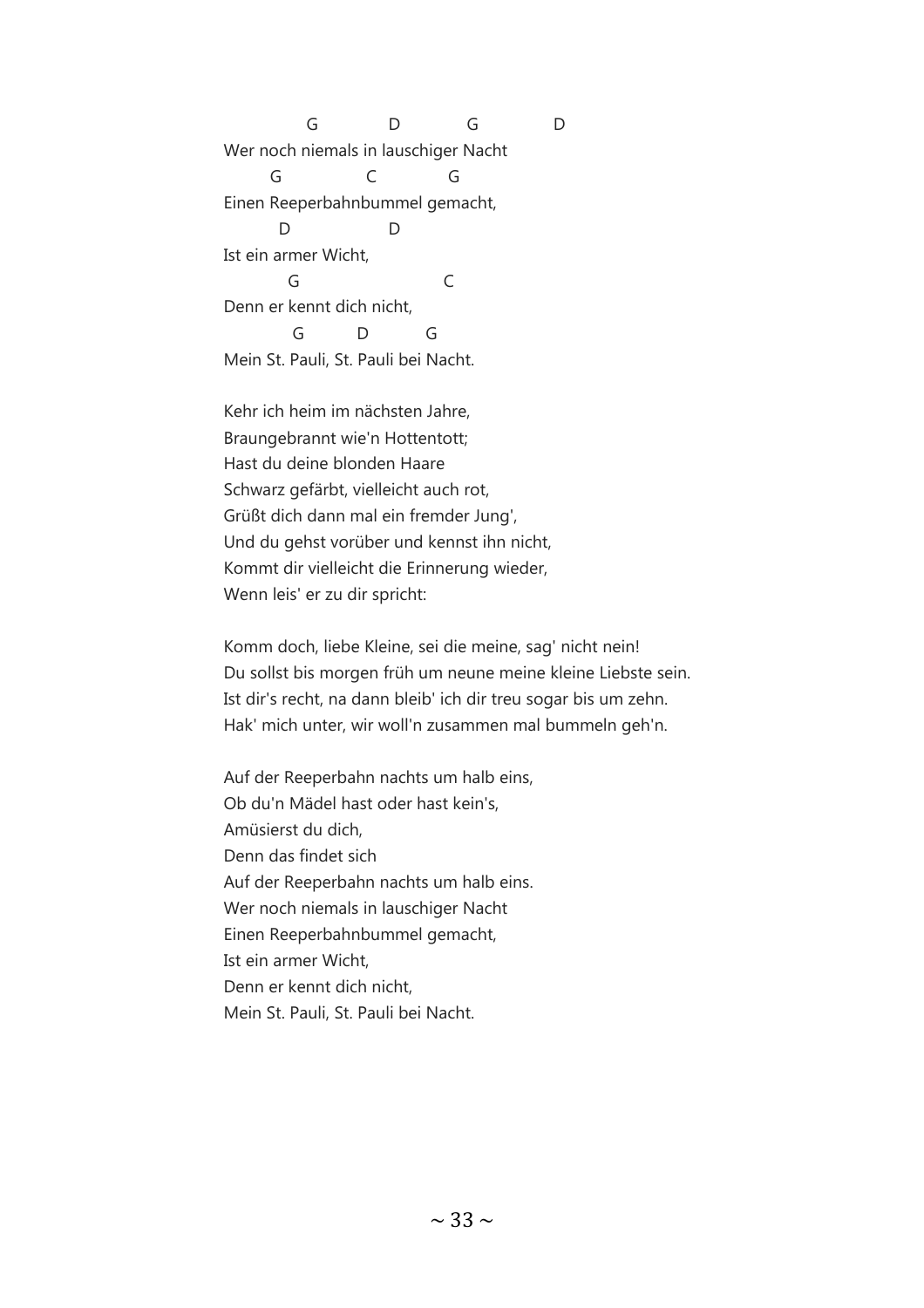```
          G           D           G           D
Wer noch niemals in lauschiger Nacht
      G             C           G
Einen Reeperbahnbummel gemacht,
       D                D
Ist ein armer Wicht,
        G                       C
Denn er kennt dich nicht,
         G         D         G
Mein St. Pauli, St. Pauli bei Nacht.
```

Kehr ich heim im nächsten Jahre,
Braungebrannt wie'n Hottentott;
Hast du deine blonden Haare
Schwarz gefärbt, vielleicht auch rot,
Grüßt dich dann mal ein fremder Jung',
Und du gehst vorüber und kennst ihn nicht,
Kommt dir vielleicht die Erinnerung wieder,
Wenn leis' er zu dir spricht:

Komm doch, liebe Kleine, sei die meine, sag' nicht nein!
Du sollst bis morgen früh um neune meine kleine Liebste sein.
Ist dir's recht, na dann bleib' ich dir treu sogar bis um zehn.
Hak' mich unter, wir woll'n zusammen mal bummeln geh'n.

Auf der Reeperbahn nachts um halb eins,
Ob du'n Mädel hast oder hast kein's,
Amüsierst du dich,
Denn das findet sich
Auf der Reeperbahn nachts um halb eins.
Wer noch niemals in lauschiger Nacht
Einen Reeperbahnbummel gemacht,
Ist ein armer Wicht,
Denn er kennt dich nicht,
Mein St. Pauli, St. Pauli bei Nacht.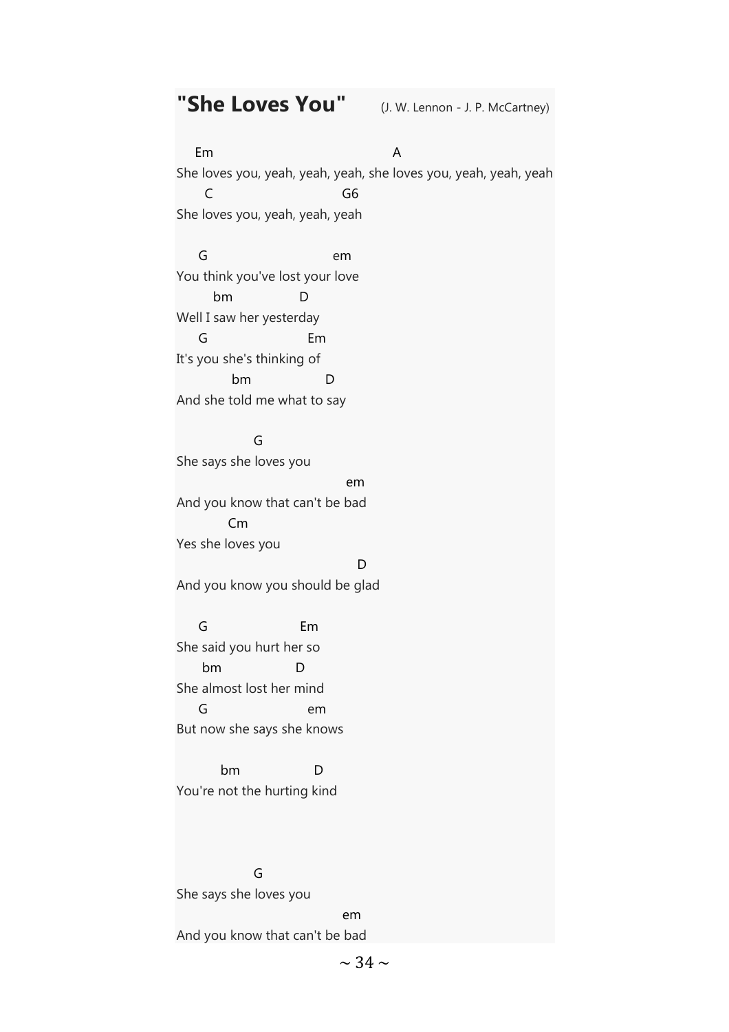## "She Loves You" (J. W. Lennon - J. P. McCartney)

```
    Em                                      A
She loves you, yeah, yeah, yeah, she loves you, yeah, yeah, yeah
      C                            G6
She loves you, yeah, yeah, yeah

     G                         em
You think you've lost your love
        bm               D
Well I saw her yesterday
     G                      Em
It's you she's thinking of
           bm                 D
And she told me what to say

                G
She says she loves you
                                 em
And you know that can't be bad
          Cm
Yes she loves you
                                   D
And you know you should be glad

     G                   Em
She said you hurt her so
      bm                D
She almost lost her mind
     G                      em
But now she says she knows

          bm                 D
You're not the hurting kind



                G
She says she loves you
                                 em
And you know that can't be bad
```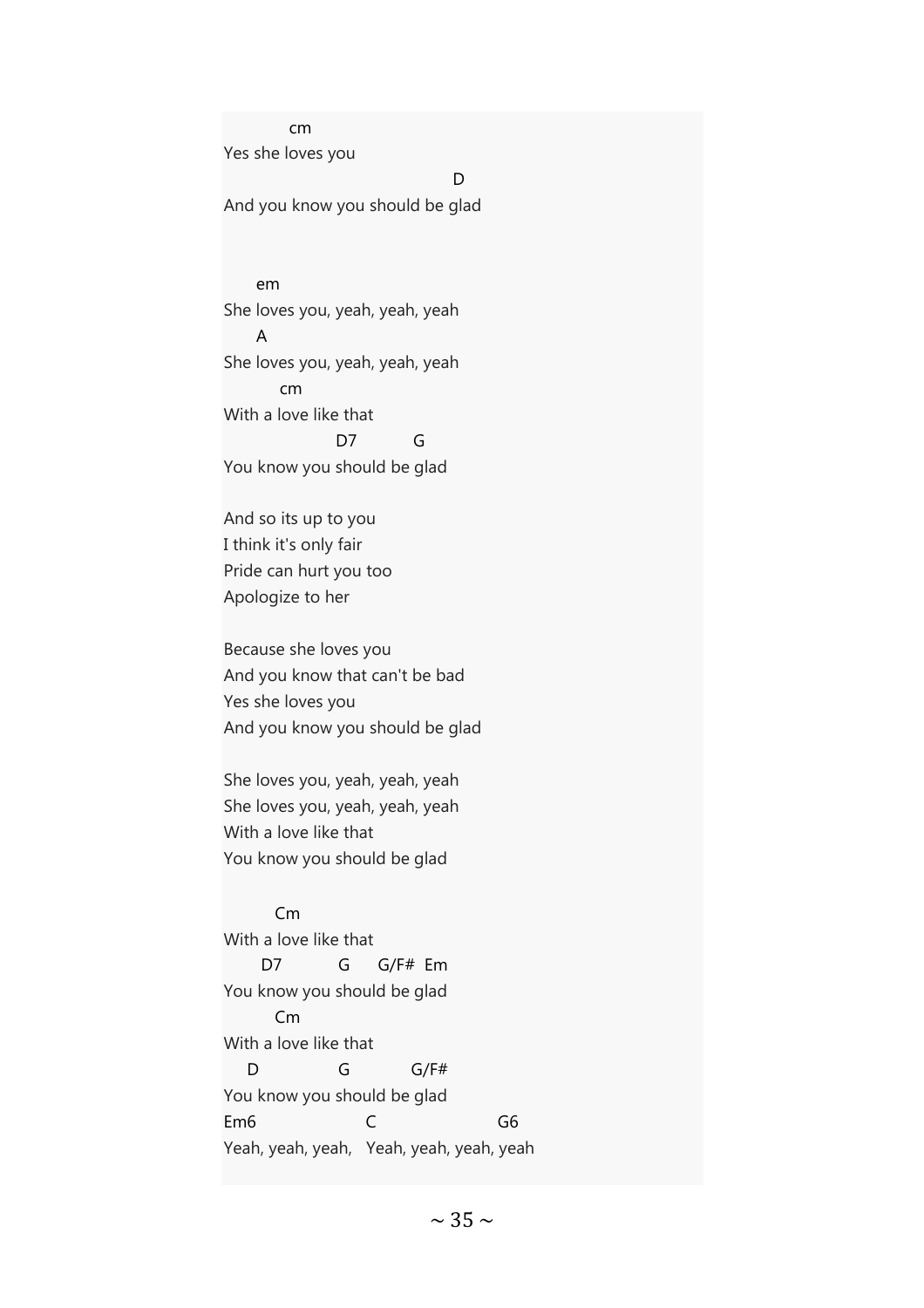```
           cm
Yes she loves you
                                  D
And you know you should be glad


      em
She loves you, yeah, yeah, yeah
      A
She loves you, yeah, yeah, yeah
          cm
With a love like that
                    D7          G
You know you should be glad

And so its up to you
I think it's only fair
Pride can hurt you too
Apologize to her

Because she loves you
And you know that can't be bad
Yes she loves you
And you know you should be glad

She loves you, yeah, yeah, yeah
She loves you, yeah, yeah, yeah
With a love like that
You know you should be glad


         Cm
With a love like that
       D7          G      G/F#  Em
You know you should be glad
         Cm
With a love like that
    D              G           G/F#
You know you should be glad
Em6                  C                    G6
Yeah, yeah, yeah,   Yeah, yeah, yeah, yeah
```